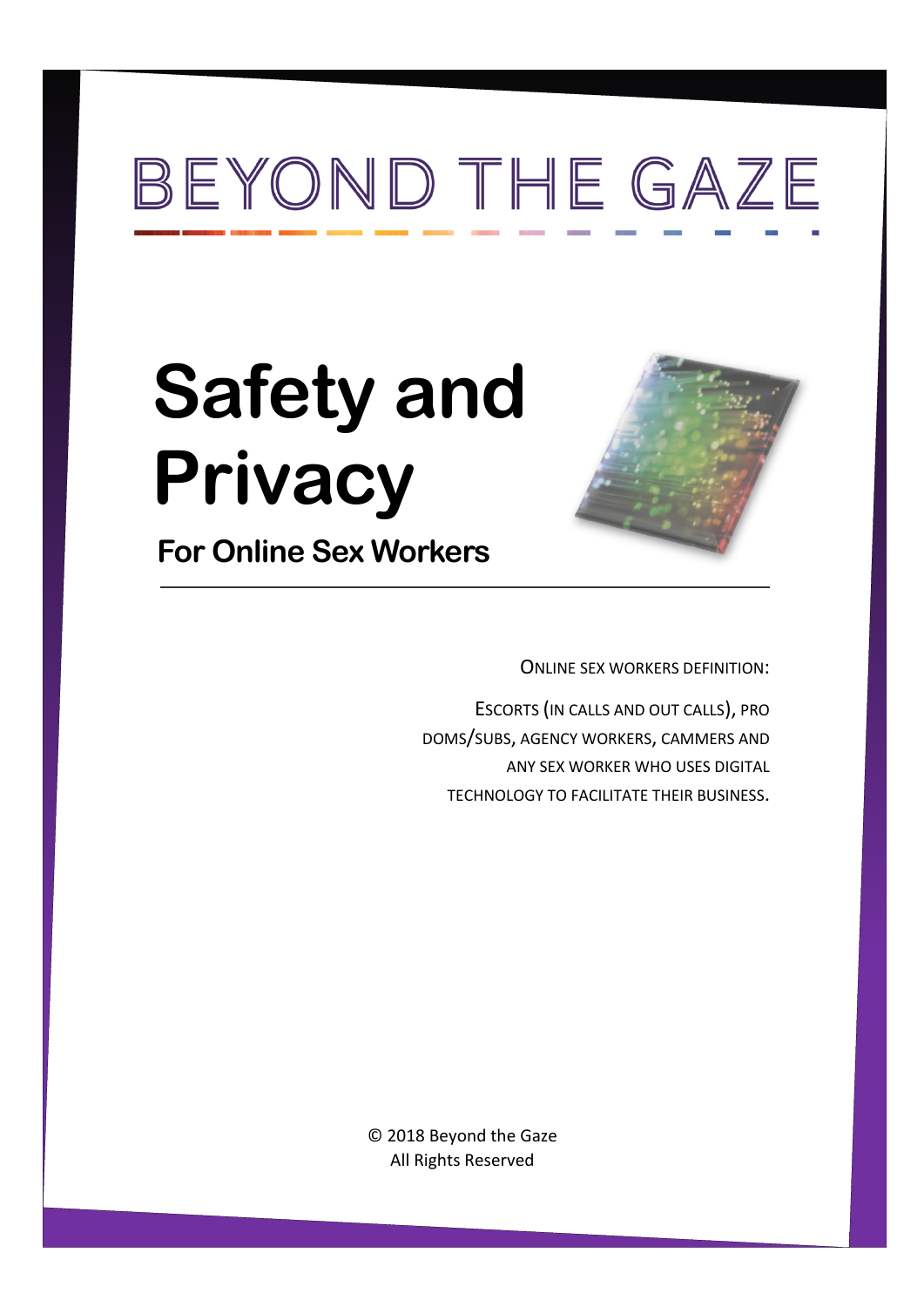# BEYOND THE GAZE

# Safety and Privacy

## For Online Sex Workers

ONLINE SEX WORKERS DEFINITION:

ESCORTS (IN CALLS AND OUT CALLS), PRO DOMS/SUBS, AGENCY WORKERS, CAMMERS AND ANY SEX WORKER WHO USES DIGITAL TECHNOLOGY TO FACILITATE THEIR BUSINESS.

© 2018 Beyond the Gaze
All Rights Reserved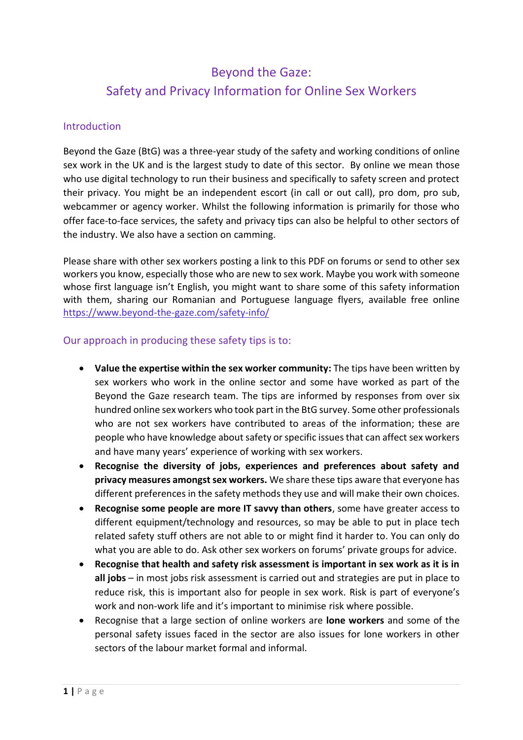# Beyond the Gaze: Safety and Privacy Information for Online Sex Workers

## Introduction

Beyond the Gaze (BtG) was a three-year study of the safety and working conditions of online sex work in the UK and is the largest study to date of this sector. By online we mean those who use digital technology to run their business and specifically to safety screen and protect their privacy. You might be an independent escort (in call or out call), pro dom, pro sub, webcammer or agency worker. Whilst the following information is primarily for those who offer face-to-face services, the safety and privacy tips can also be helpful to other sectors of the industry. We also have a section on camming.

Please share with other sex workers posting a link to this PDF on forums or send to other sex workers you know, especially those who are new to sex work. Maybe you work with someone whose first language isn't English, you might want to share some of this safety information with them, sharing our Romanian and Portuguese language flyers, available free online https://www.beyond-the-gaze.com/safety-info/

## Our approach in producing these safety tips is to:

- **Value the expertise within the sex worker community:** The tips have been written by sex workers who work in the online sector and some have worked as part of the Beyond the Gaze research team. The tips are informed by responses from over six hundred online sex workers who took part in the BtG survey. Some other professionals who are not sex workers have contributed to areas of the information; these are people who have knowledge about safety or specific issues that can affect sex workers and have many years' experience of working with sex workers.
- **Recognise the diversity of jobs, experiences and preferences about safety and privacy measures amongst sex workers.** We share these tips aware that everyone has different preferences in the safety methods they use and will make their own choices.
- **Recognise some people are more IT savvy than others**, some have greater access to different equipment/technology and resources, so may be able to put in place tech related safety stuff others are not able to or might find it harder to. You can only do what you are able to do. Ask other sex workers on forums' private groups for advice.
- **Recognise that health and safety risk assessment is important in sex work as it is in all jobs** – in most jobs risk assessment is carried out and strategies are put in place to reduce risk, this is important also for people in sex work. Risk is part of everyone's work and non-work life and it's important to minimise risk where possible.
- Recognise that a large section of online workers are **lone workers** and some of the personal safety issues faced in the sector are also issues for lone workers in other sectors of the labour market formal and informal.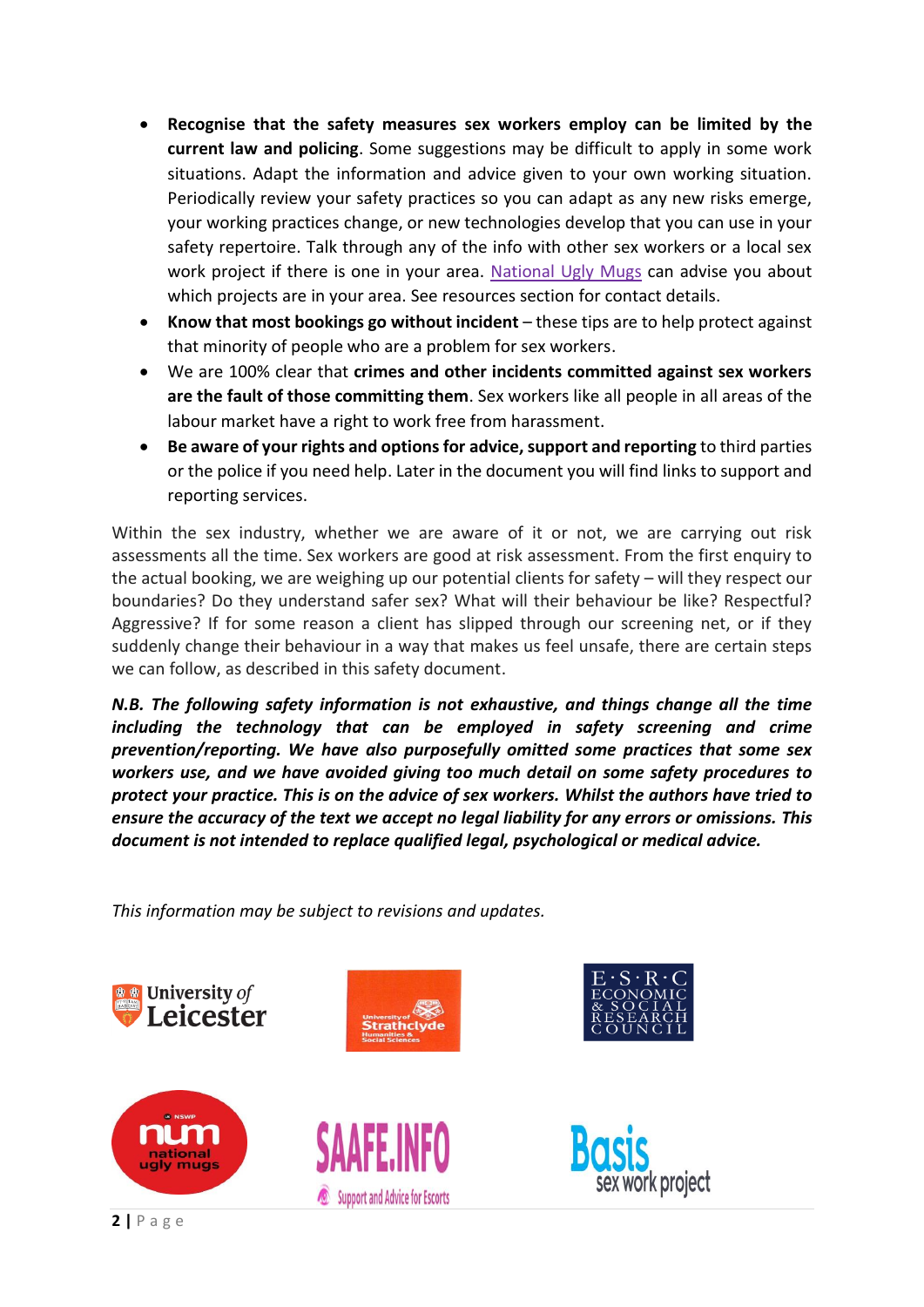- **Recognise that the safety measures sex workers employ can be limited by the current law and policing**. Some suggestions may be difficult to apply in some work situations. Adapt the information and advice given to your own working situation. Periodically review your safety practices so you can adapt as any new risks emerge, your working practices change, or new technologies develop that you can use in your safety repertoire. Talk through any of the info with other sex workers or a local sex work project if there is one in your area. [National Ugly Mugs] can advise you about which projects are in your area. See resources section for contact details.
- **Know that most bookings go without incident** – these tips are to help protect against that minority of people who are a problem for sex workers.
- We are 100% clear that **crimes and other incidents committed against sex workers are the fault of those committing them**. Sex workers like all people in all areas of the labour market have a right to work free from harassment.
- **Be aware of your rights and options for advice, support and reporting** to third parties or the police if you need help. Later in the document you will find links to support and reporting services.

Within the sex industry, whether we are aware of it or not, we are carrying out risk assessments all the time. Sex workers are good at risk assessment. From the first enquiry to the actual booking, we are weighing up our potential clients for safety – will they respect our boundaries? Do they understand safer sex? What will their behaviour be like? Respectful? Aggressive? If for some reason a client has slipped through our screening net, or if they suddenly change their behaviour in a way that makes us feel unsafe, there are certain steps we can follow, as described in this safety document.

***N.B. The following safety information is not exhaustive, and things change all the time including the technology that can be employed in safety screening and crime prevention/reporting. We have also purposefully omitted some practices that some sex workers use, and we have avoided giving too much detail on some safety procedures to protect your practice. This is on the advice of sex workers. Whilst the authors have tried to ensure the accuracy of the text we accept no legal liability for any errors or omissions. This document is not intended to replace qualified legal, psychological or medical advice.***

*This information may be subject to revisions and updates.*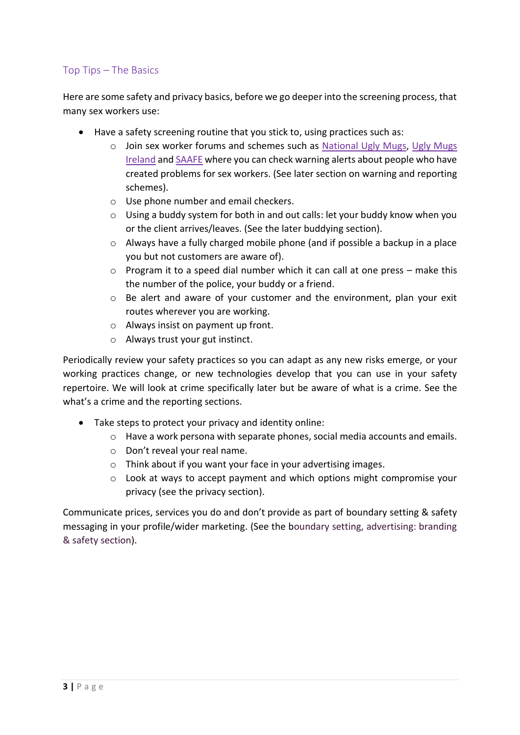## Top Tips – The Basics

Here are some safety and privacy basics, before we go deeper into the screening process, that many sex workers use:

- Have a safety screening routine that you stick to, using practices such as:
  - Join sex worker forums and schemes such as National Ugly Mugs, Ugly Mugs Ireland and SAAFE where you can check warning alerts about people who have created problems for sex workers. (See later section on warning and reporting schemes).
  - Use phone number and email checkers.
  - Using a buddy system for both in and out calls: let your buddy know when you or the client arrives/leaves. (See the later buddying section).
  - Always have a fully charged mobile phone (and if possible a backup in a place you but not customers are aware of).
  - Program it to a speed dial number which it can call at one press – make this the number of the police, your buddy or a friend.
  - Be alert and aware of your customer and the environment, plan your exit routes wherever you are working.
  - Always insist on payment up front.
  - Always trust your gut instinct.

Periodically review your safety practices so you can adapt as any new risks emerge, or your working practices change, or new technologies develop that you can use in your safety repertoire. We will look at crime specifically later but be aware of what is a crime. See the what's a crime and the reporting sections.

- Take steps to protect your privacy and identity online:
  - Have a work persona with separate phones, social media accounts and emails.
  - Don't reveal your real name.
  - Think about if you want your face in your advertising images.
  - Look at ways to accept payment and which options might compromise your privacy (see the privacy section).

Communicate prices, services you do and don't provide as part of boundary setting & safety messaging in your profile/wider marketing. (See the boundary setting, advertising: branding & safety section).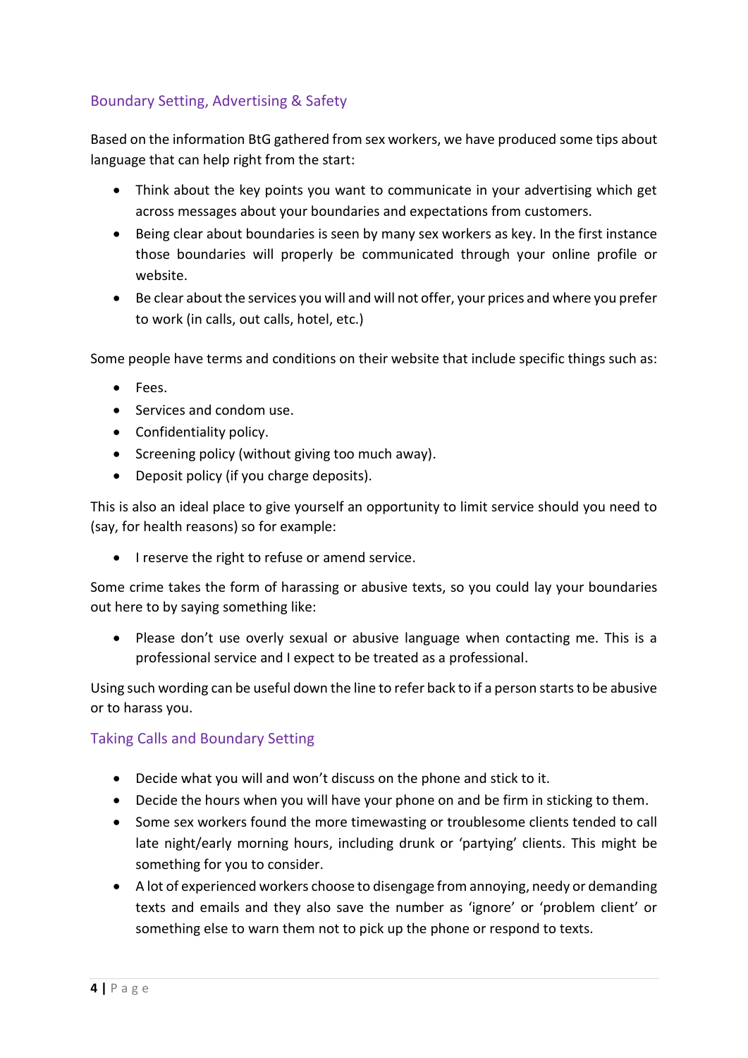## Boundary Setting, Advertising & Safety

Based on the information BtG gathered from sex workers, we have produced some tips about language that can help right from the start:

- Think about the key points you want to communicate in your advertising which get across messages about your boundaries and expectations from customers.
- Being clear about boundaries is seen by many sex workers as key. In the first instance those boundaries will properly be communicated through your online profile or website.
- Be clear about the services you will and will not offer, your prices and where you prefer to work (in calls, out calls, hotel, etc.)

Some people have terms and conditions on their website that include specific things such as:

- Fees.
- Services and condom use.
- Confidentiality policy.
- Screening policy (without giving too much away).
- Deposit policy (if you charge deposits).

This is also an ideal place to give yourself an opportunity to limit service should you need to (say, for health reasons) so for example:

- I reserve the right to refuse or amend service.

Some crime takes the form of harassing or abusive texts, so you could lay your boundaries out here to by saying something like:

- Please don't use overly sexual or abusive language when contacting me. This is a professional service and I expect to be treated as a professional.

Using such wording can be useful down the line to refer back to if a person starts to be abusive or to harass you.

## Taking Calls and Boundary Setting

- Decide what you will and won't discuss on the phone and stick to it.
- Decide the hours when you will have your phone on and be firm in sticking to them.
- Some sex workers found the more timewasting or troublesome clients tended to call late night/early morning hours, including drunk or 'partying' clients. This might be something for you to consider.
- A lot of experienced workers choose to disengage from annoying, needy or demanding texts and emails and they also save the number as 'ignore' or 'problem client' or something else to warn them not to pick up the phone or respond to texts.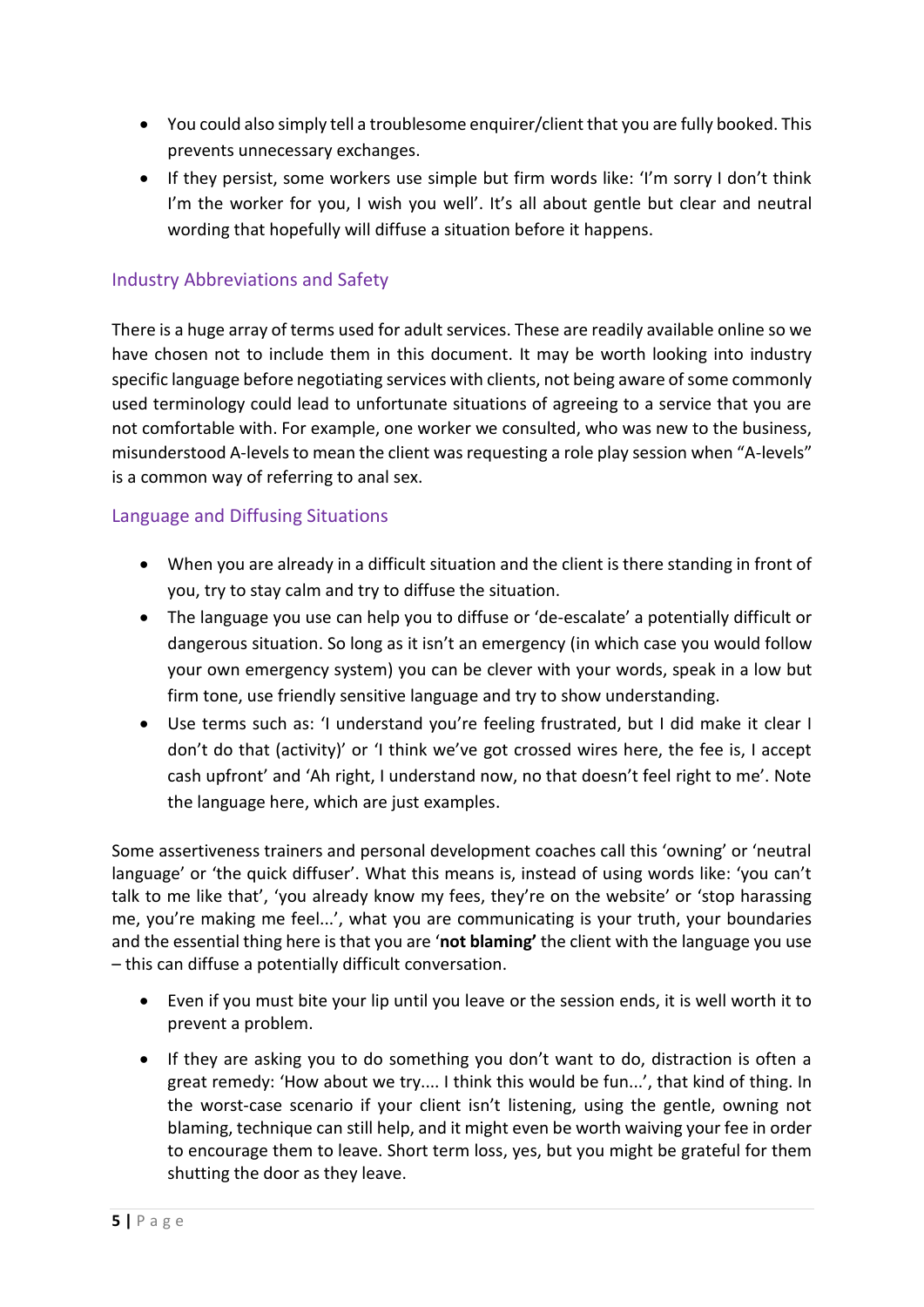- You could also simply tell a troublesome enquirer/client that you are fully booked. This prevents unnecessary exchanges.
- If they persist, some workers use simple but firm words like: 'I'm sorry I don't think I'm the worker for you, I wish you well'. It's all about gentle but clear and neutral wording that hopefully will diffuse a situation before it happens.

## Industry Abbreviations and Safety

There is a huge array of terms used for adult services. These are readily available online so we have chosen not to include them in this document. It may be worth looking into industry specific language before negotiating services with clients, not being aware of some commonly used terminology could lead to unfortunate situations of agreeing to a service that you are not comfortable with. For example, one worker we consulted, who was new to the business, misunderstood A-levels to mean the client was requesting a role play session when "A-levels" is a common way of referring to anal sex.

## Language and Diffusing Situations

- When you are already in a difficult situation and the client is there standing in front of you, try to stay calm and try to diffuse the situation.
- The language you use can help you to diffuse or 'de-escalate' a potentially difficult or dangerous situation. So long as it isn't an emergency (in which case you would follow your own emergency system) you can be clever with your words, speak in a low but firm tone, use friendly sensitive language and try to show understanding.
- Use terms such as: 'I understand you're feeling frustrated, but I did make it clear I don't do that (activity)' or 'I think we've got crossed wires here, the fee is, I accept cash upfront' and 'Ah right, I understand now, no that doesn't feel right to me'. Note the language here, which are just examples.

Some assertiveness trainers and personal development coaches call this 'owning' or 'neutral language' or 'the quick diffuser'. What this means is, instead of using words like: 'you can't talk to me like that', 'you already know my fees, they're on the website' or 'stop harassing me, you're making me feel...', what you are communicating is your truth, your boundaries and the essential thing here is that you are '**not blaming'** the client with the language you use – this can diffuse a potentially difficult conversation.

- Even if you must bite your lip until you leave or the session ends, it is well worth it to prevent a problem.
- If they are asking you to do something you don't want to do, distraction is often a great remedy: 'How about we try.... I think this would be fun...', that kind of thing. In the worst-case scenario if your client isn't listening, using the gentle, owning not blaming, technique can still help, and it might even be worth waiving your fee in order to encourage them to leave. Short term loss, yes, but you might be grateful for them shutting the door as they leave.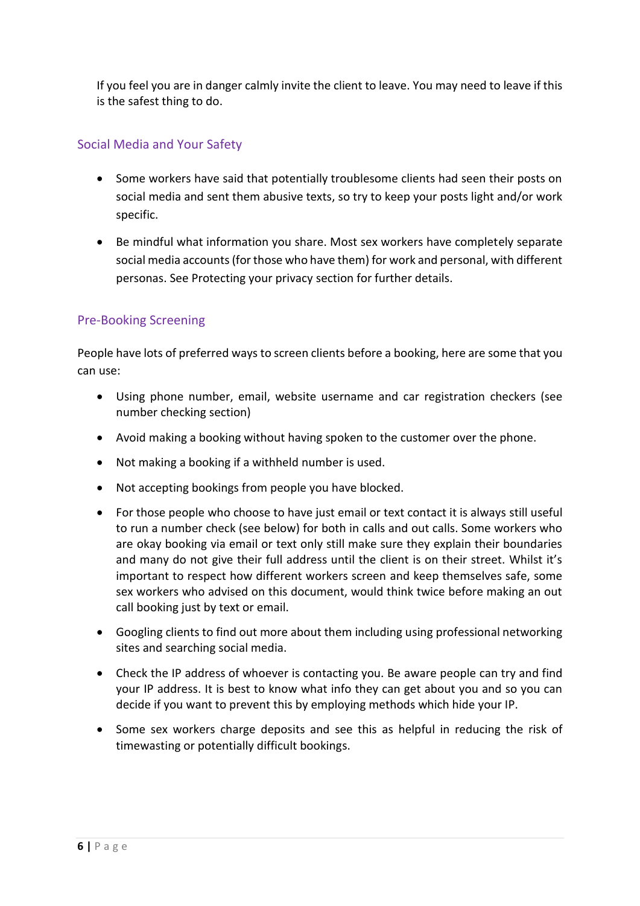If you feel you are in danger calmly invite the client to leave. You may need to leave if this is the safest thing to do.

## Social Media and Your Safety

- Some workers have said that potentially troublesome clients had seen their posts on social media and sent them abusive texts, so try to keep your posts light and/or work specific.
- Be mindful what information you share. Most sex workers have completely separate social media accounts (for those who have them) for work and personal, with different personas. See Protecting your privacy section for further details.

## Pre-Booking Screening

People have lots of preferred ways to screen clients before a booking, here are some that you can use:

- Using phone number, email, website username and car registration checkers (see number checking section)
- Avoid making a booking without having spoken to the customer over the phone.
- Not making a booking if a withheld number is used.
- Not accepting bookings from people you have blocked.
- For those people who choose to have just email or text contact it is always still useful to run a number check (see below) for both in calls and out calls. Some workers who are okay booking via email or text only still make sure they explain their boundaries and many do not give their full address until the client is on their street. Whilst it's important to respect how different workers screen and keep themselves safe, some sex workers who advised on this document, would think twice before making an out call booking just by text or email.
- Googling clients to find out more about them including using professional networking sites and searching social media.
- Check the IP address of whoever is contacting you. Be aware people can try and find your IP address. It is best to know what info they can get about you and so you can decide if you want to prevent this by employing methods which hide your IP.
- Some sex workers charge deposits and see this as helpful in reducing the risk of timewasting or potentially difficult bookings.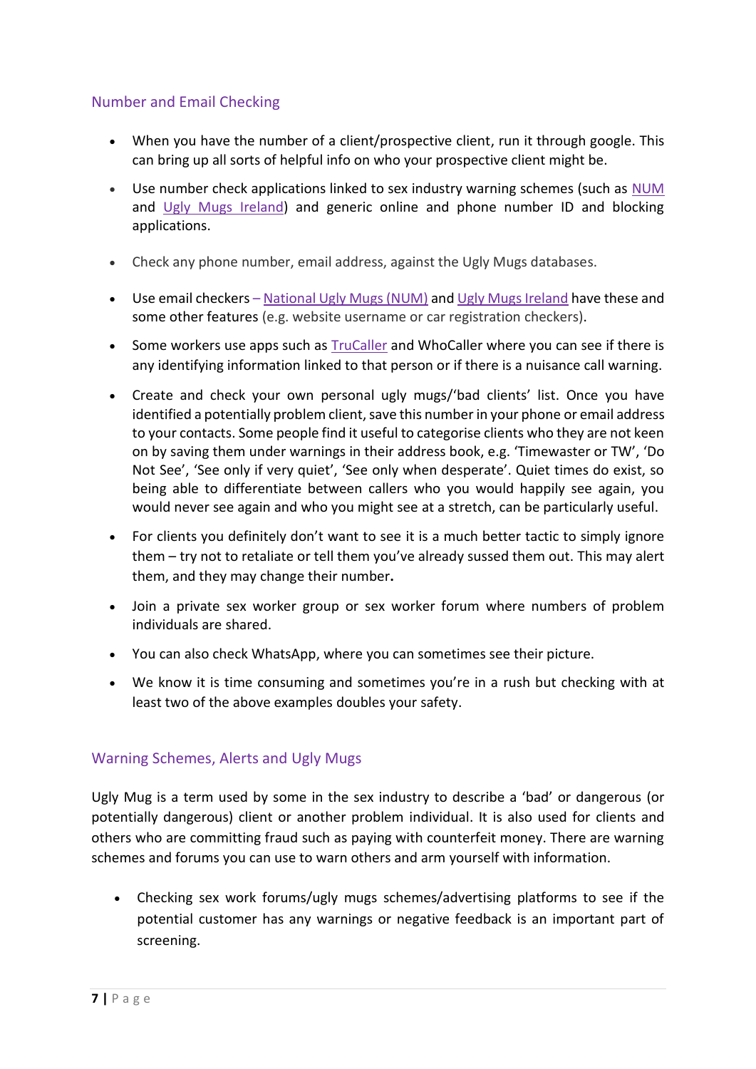## Number and Email Checking

- When you have the number of a client/prospective client, run it through google. This can bring up all sorts of helpful info on who your prospective client might be.
- Use number check applications linked to sex industry warning schemes (such as NUM and Ugly Mugs Ireland) and generic online and phone number ID and blocking applications.
- Check any phone number, email address, against the Ugly Mugs databases.
- Use email checkers – National Ugly Mugs (NUM) and Ugly Mugs Ireland have these and some other features (e.g. website username or car registration checkers).
- Some workers use apps such as TruCaller and WhoCaller where you can see if there is any identifying information linked to that person or if there is a nuisance call warning.
- Create and check your own personal ugly mugs/'bad clients' list. Once you have identified a potentially problem client, save this number in your phone or email address to your contacts. Some people find it useful to categorise clients who they are not keen on by saving them under warnings in their address book, e.g. 'Timewaster or TW', 'Do Not See', 'See only if very quiet', 'See only when desperate'. Quiet times do exist, so being able to differentiate between callers who you would happily see again, you would never see again and who you might see at a stretch, can be particularly useful.
- For clients you definitely don't want to see it is a much better tactic to simply ignore them – try not to retaliate or tell them you've already sussed them out. This may alert them, and they may change their number**.**
- Join a private sex worker group or sex worker forum where numbers of problem individuals are shared.
- You can also check WhatsApp, where you can sometimes see their picture.
- We know it is time consuming and sometimes you're in a rush but checking with at least two of the above examples doubles your safety.

## Warning Schemes, Alerts and Ugly Mugs

Ugly Mug is a term used by some in the sex industry to describe a 'bad' or dangerous (or potentially dangerous) client or another problem individual. It is also used for clients and others who are committing fraud such as paying with counterfeit money. There are warning schemes and forums you can use to warn others and arm yourself with information.

- Checking sex work forums/ugly mugs schemes/advertising platforms to see if the potential customer has any warnings or negative feedback is an important part of screening.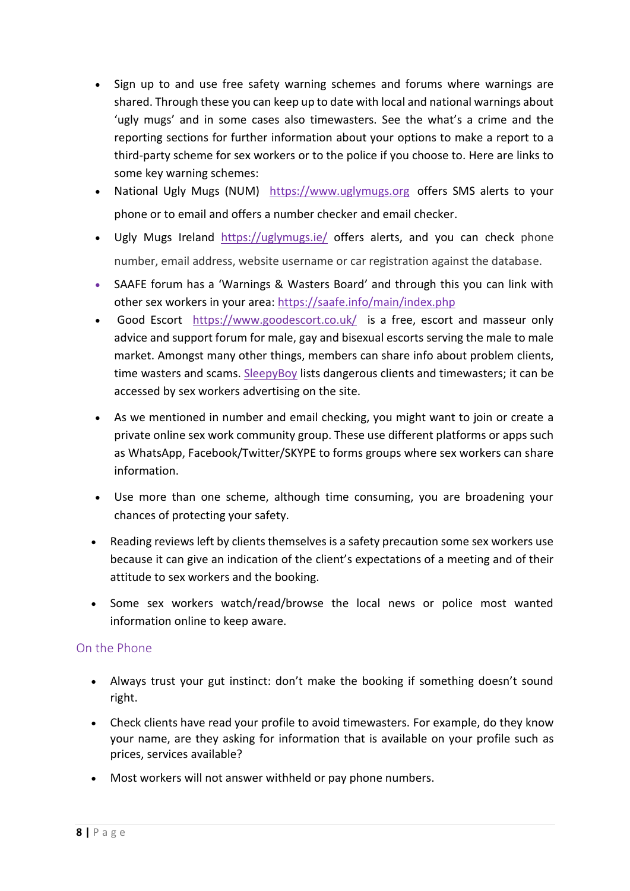- Sign up to and use free safety warning schemes and forums where warnings are shared. Through these you can keep up to date with local and national warnings about 'ugly mugs' and in some cases also timewasters. See the what's a crime and the reporting sections for further information about your options to make a report to a third-party scheme for sex workers or to the police if you choose to. Here are links to some key warning schemes:
- National Ugly Mugs (NUM) https://www.uglymugs.org offers SMS alerts to your phone or to email and offers a number checker and email checker.
- Ugly Mugs Ireland https://uglymugs.ie/ offers alerts, and you can check phone number, email address, website username or car registration against the database.
- SAAFE forum has a 'Warnings & Wasters Board' and through this you can link with other sex workers in your area: https://saafe.info/main/index.php
- Good Escort https://www.goodescort.co.uk/ is a free, escort and masseur only advice and support forum for male, gay and bisexual escorts serving the male to male market. Amongst many other things, members can share info about problem clients, time wasters and scams. SleepyBoy lists dangerous clients and timewasters; it can be accessed by sex workers advertising on the site.
- As we mentioned in number and email checking, you might want to join or create a private online sex work community group. These use different platforms or apps such as WhatsApp, Facebook/Twitter/SKYPE to forms groups where sex workers can share information.
- Use more than one scheme, although time consuming, you are broadening your chances of protecting your safety.
- Reading reviews left by clients themselves is a safety precaution some sex workers use because it can give an indication of the client's expectations of a meeting and of their attitude to sex workers and the booking.
- Some sex workers watch/read/browse the local news or police most wanted information online to keep aware.

## On the Phone

- Always trust your gut instinct: don't make the booking if something doesn't sound right.
- Check clients have read your profile to avoid timewasters. For example, do they know your name, are they asking for information that is available on your profile such as prices, services available?
- Most workers will not answer withheld or pay phone numbers.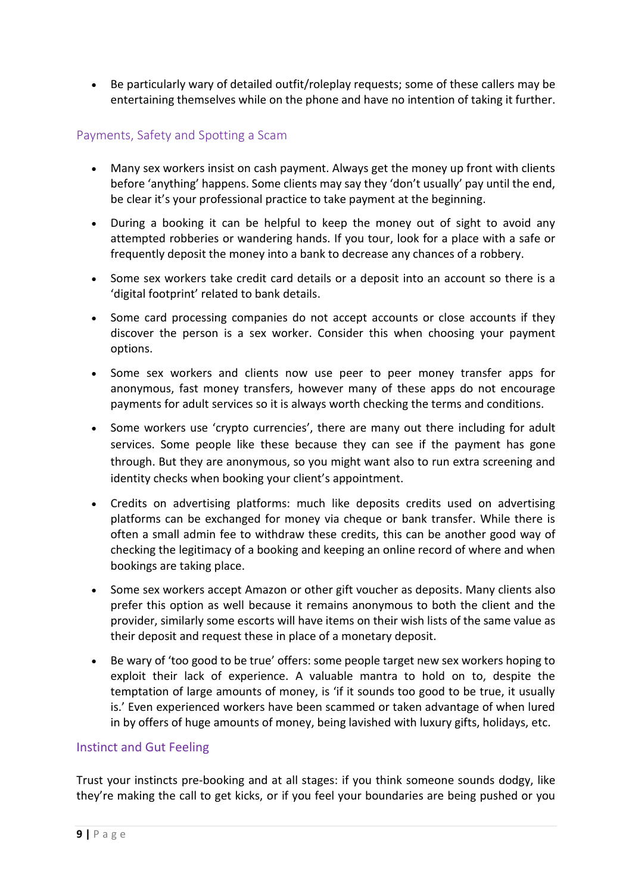- Be particularly wary of detailed outfit/roleplay requests; some of these callers may be entertaining themselves while on the phone and have no intention of taking it further.

## Payments, Safety and Spotting a Scam

- Many sex workers insist on cash payment. Always get the money up front with clients before 'anything' happens. Some clients may say they 'don't usually' pay until the end, be clear it's your professional practice to take payment at the beginning.
- During a booking it can be helpful to keep the money out of sight to avoid any attempted robberies or wandering hands. If you tour, look for a place with a safe or frequently deposit the money into a bank to decrease any chances of a robbery.
- Some sex workers take credit card details or a deposit into an account so there is a 'digital footprint' related to bank details.
- Some card processing companies do not accept accounts or close accounts if they discover the person is a sex worker. Consider this when choosing your payment options.
- Some sex workers and clients now use peer to peer money transfer apps for anonymous, fast money transfers, however many of these apps do not encourage payments for adult services so it is always worth checking the terms and conditions.
- Some workers use 'crypto currencies', there are many out there including for adult services. Some people like these because they can see if the payment has gone through. But they are anonymous, so you might want also to run extra screening and identity checks when booking your client's appointment.
- Credits on advertising platforms: much like deposits credits used on advertising platforms can be exchanged for money via cheque or bank transfer. While there is often a small admin fee to withdraw these credits, this can be another good way of checking the legitimacy of a booking and keeping an online record of where and when bookings are taking place.
- Some sex workers accept Amazon or other gift voucher as deposits. Many clients also prefer this option as well because it remains anonymous to both the client and the provider, similarly some escorts will have items on their wish lists of the same value as their deposit and request these in place of a monetary deposit.
- Be wary of 'too good to be true' offers: some people target new sex workers hoping to exploit their lack of experience. A valuable mantra to hold on to, despite the temptation of large amounts of money, is 'if it sounds too good to be true, it usually is.' Even experienced workers have been scammed or taken advantage of when lured in by offers of huge amounts of money, being lavished with luxury gifts, holidays, etc.

## Instinct and Gut Feeling

Trust your instincts pre-booking and at all stages: if you think someone sounds dodgy, like they're making the call to get kicks, or if you feel your boundaries are being pushed or you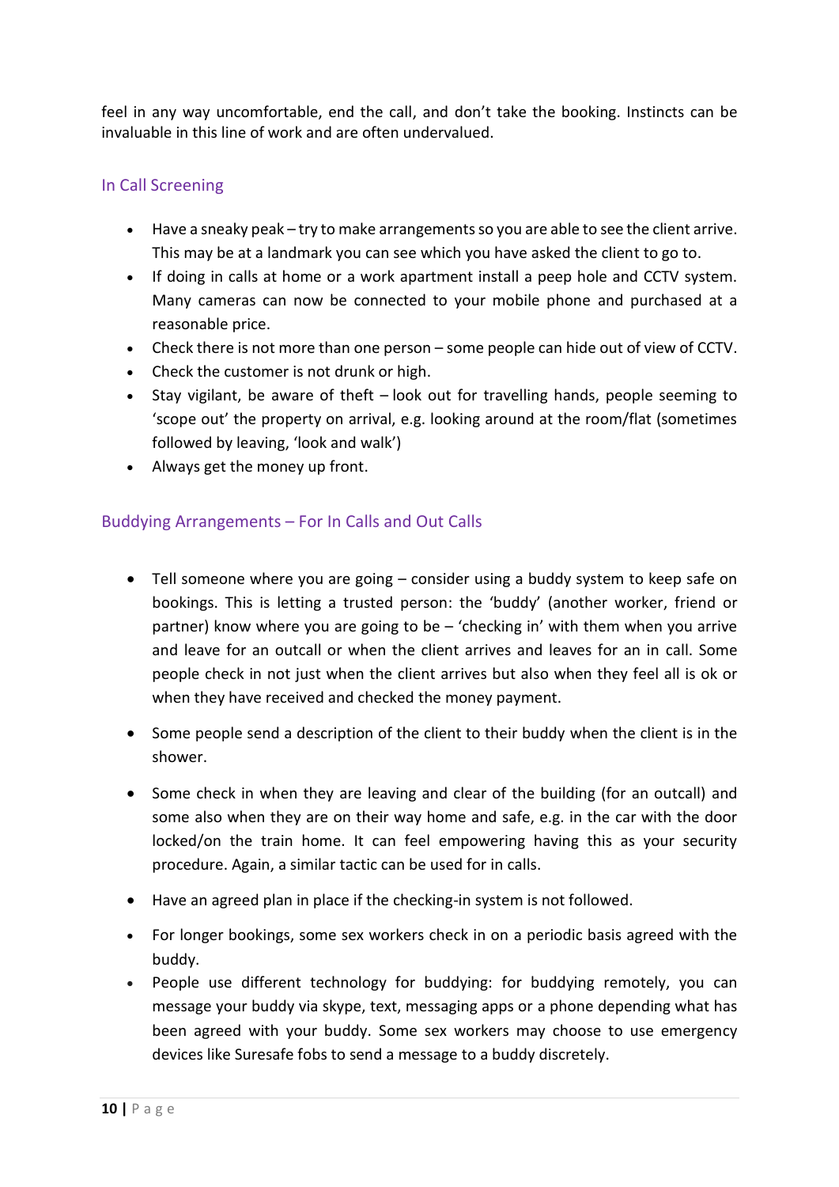feel in any way uncomfortable, end the call, and don't take the booking. Instincts can be invaluable in this line of work and are often undervalued.

## In Call Screening

- Have a sneaky peak – try to make arrangements so you are able to see the client arrive. This may be at a landmark you can see which you have asked the client to go to.
- If doing in calls at home or a work apartment install a peep hole and CCTV system. Many cameras can now be connected to your mobile phone and purchased at a reasonable price.
- Check there is not more than one person – some people can hide out of view of CCTV.
- Check the customer is not drunk or high.
- Stay vigilant, be aware of theft – look out for travelling hands, people seeming to 'scope out' the property on arrival, e.g. looking around at the room/flat (sometimes followed by leaving, 'look and walk')
- Always get the money up front.

## Buddying Arrangements – For In Calls and Out Calls

- Tell someone where you are going – consider using a buddy system to keep safe on bookings. This is letting a trusted person: the 'buddy' (another worker, friend or partner) know where you are going to be – 'checking in' with them when you arrive and leave for an outcall or when the client arrives and leaves for an in call. Some people check in not just when the client arrives but also when they feel all is ok or when they have received and checked the money payment.

- Some people send a description of the client to their buddy when the client is in the shower.

- Some check in when they are leaving and clear of the building (for an outcall) and some also when they are on their way home and safe, e.g. in the car with the door locked/on the train home. It can feel empowering having this as your security procedure. Again, a similar tactic can be used for in calls.

- Have an agreed plan in place if the checking-in system is not followed.

- For longer bookings, some sex workers check in on a periodic basis agreed with the buddy.
- People use different technology for buddying: for buddying remotely, you can message your buddy via skype, text, messaging apps or a phone depending what has been agreed with your buddy. Some sex workers may choose to use emergency devices like Suresafe fobs to send a message to a buddy discretely.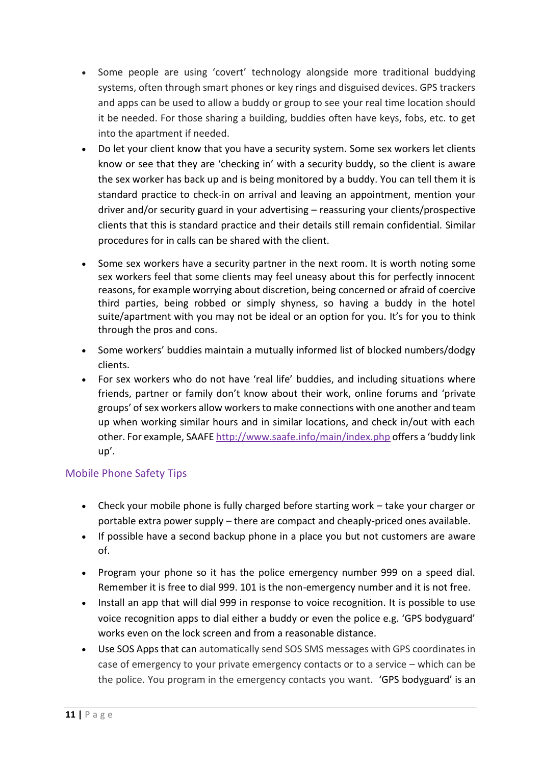- Some people are using ‘covert’ technology alongside more traditional buddying systems, often through smart phones or key rings and disguised devices. GPS trackers and apps can be used to allow a buddy or group to see your real time location should it be needed. For those sharing a building, buddies often have keys, fobs, etc. to get into the apartment if needed.
- Do let your client know that you have a security system. Some sex workers let clients know or see that they are ‘checking in’ with a security buddy, so the client is aware the sex worker has back up and is being monitored by a buddy. You can tell them it is standard practice to check-in on arrival and leaving an appointment, mention your driver and/or security guard in your advertising – reassuring your clients/prospective clients that this is standard practice and their details still remain confidential. Similar procedures for in calls can be shared with the client.
- Some sex workers have a security partner in the next room. It is worth noting some sex workers feel that some clients may feel uneasy about this for perfectly innocent reasons, for example worrying about discretion, being concerned or afraid of coercive third parties, being robbed or simply shyness, so having a buddy in the hotel suite/apartment with you may not be ideal or an option for you. It’s for you to think through the pros and cons.
- Some workers’ buddies maintain a mutually informed list of blocked numbers/dodgy clients.
- For sex workers who do not have ‘real life’ buddies, and including situations where friends, partner or family don’t know about their work, online forums and ‘private groups’ of sex workers allow workers to make connections with one another and team up when working similar hours and in similar locations, and check in/out with each other. For example, SAAFE http://www.saafe.info/main/index.php offers a ‘buddy link up’.

## Mobile Phone Safety Tips

- Check your mobile phone is fully charged before starting work – take your charger or portable extra power supply – there are compact and cheaply-priced ones available.
- If possible have a second backup phone in a place you but not customers are aware of.
- Program your phone so it has the police emergency number 999 on a speed dial. Remember it is free to dial 999. 101 is the non-emergency number and it is not free.
- Install an app that will dial 999 in response to voice recognition. It is possible to use voice recognition apps to dial either a buddy or even the police e.g. ‘GPS bodyguard’ works even on the lock screen and from a reasonable distance.
- Use SOS Apps that can automatically send SOS SMS messages with GPS coordinates in case of emergency to your private emergency contacts or to a service – which can be the police. You program in the emergency contacts you want. ‘GPS bodyguard’ is an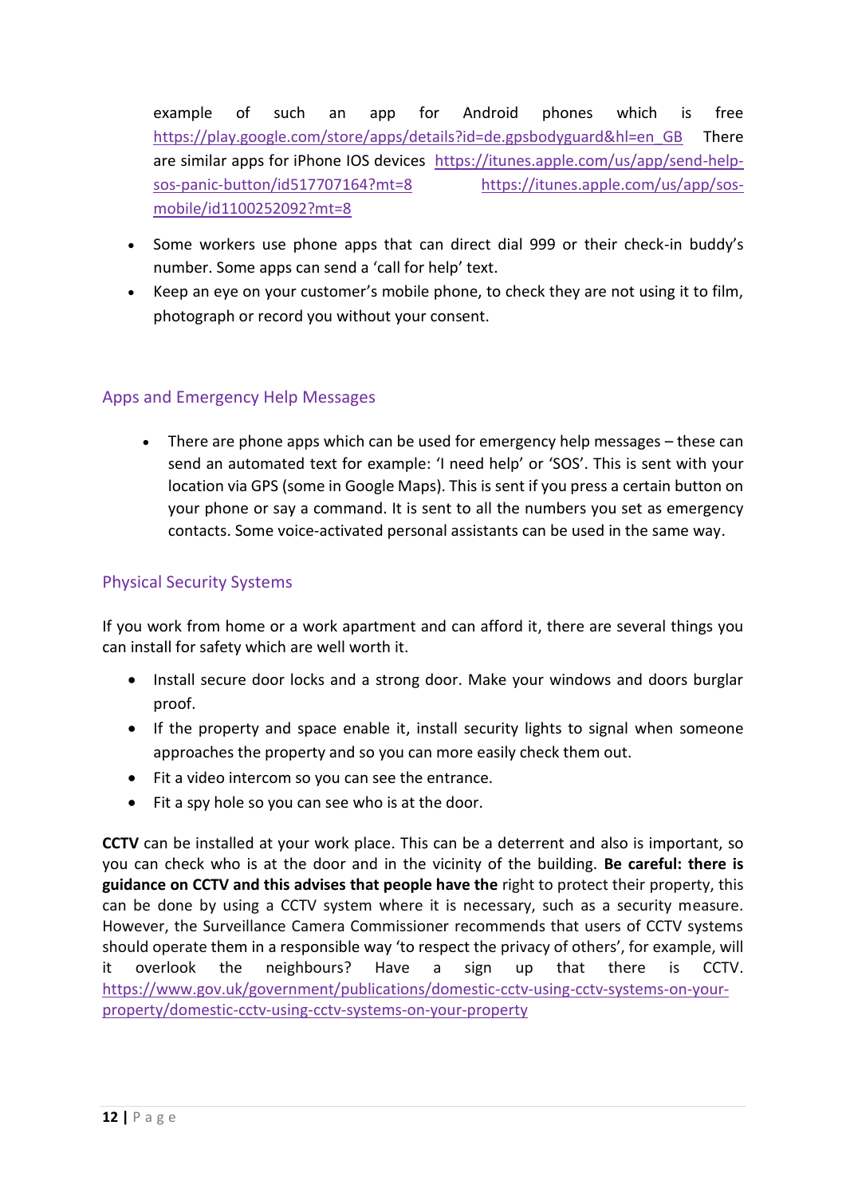example of such an app for Android phones which is free https://play.google.com/store/apps/details?id=de.gpsbodyguard&hl=en_GB There are similar apps for iPhone IOS devices https://itunes.apple.com/us/app/send-help-sos-panic-button/id517707164?mt=8 https://itunes.apple.com/us/app/sos-mobile/id1100252092?mt=8

- Some workers use phone apps that can direct dial 999 or their check-in buddy's number. Some apps can send a 'call for help' text.
- Keep an eye on your customer's mobile phone, to check they are not using it to film, photograph or record you without your consent.

## Apps and Emergency Help Messages

- There are phone apps which can be used for emergency help messages – these can send an automated text for example: 'I need help' or 'SOS'. This is sent with your location via GPS (some in Google Maps). This is sent if you press a certain button on your phone or say a command. It is sent to all the numbers you set as emergency contacts. Some voice-activated personal assistants can be used in the same way.

## Physical Security Systems

If you work from home or a work apartment and can afford it, there are several things you can install for safety which are well worth it.

- Install secure door locks and a strong door. Make your windows and doors burglar proof.
- If the property and space enable it, install security lights to signal when someone approaches the property and so you can more easily check them out.
- Fit a video intercom so you can see the entrance.
- Fit a spy hole so you can see who is at the door.

**CCTV** can be installed at your work place. This can be a deterrent and also is important, so you can check who is at the door and in the vicinity of the building. **Be careful: there is guidance on CCTV and this advises that people have the** right to protect their property, this can be done by using a CCTV system where it is necessary, such as a security measure. However, the Surveillance Camera Commissioner recommends that users of CCTV systems should operate them in a responsible way 'to respect the privacy of others', for example, will it overlook the neighbours? Have a sign up that there is CCTV. https://www.gov.uk/government/publications/domestic-cctv-using-cctv-systems-on-your-property/domestic-cctv-using-cctv-systems-on-your-property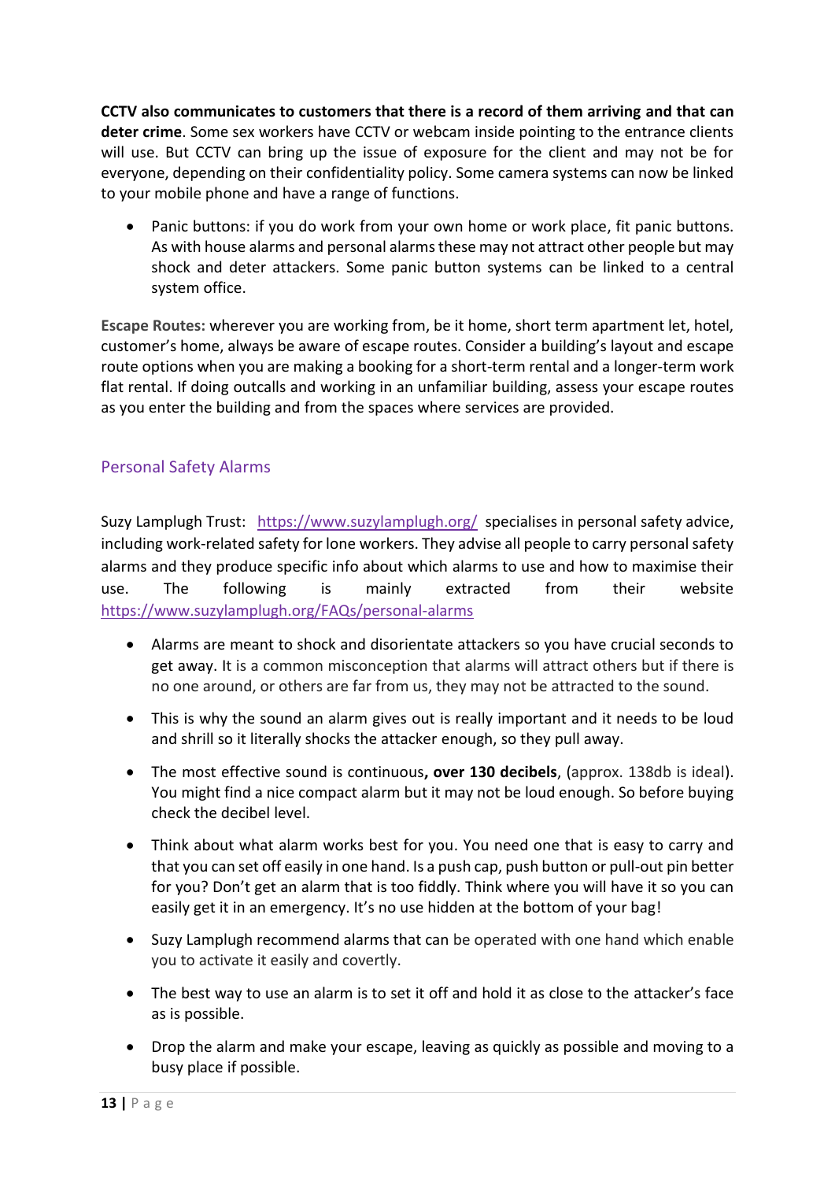**CCTV also communicates to customers that there is a record of them arriving and that can deter crime**. Some sex workers have CCTV or webcam inside pointing to the entrance clients will use. But CCTV can bring up the issue of exposure for the client and may not be for everyone, depending on their confidentiality policy. Some camera systems can now be linked to your mobile phone and have a range of functions.

- Panic buttons: if you do work from your own home or work place, fit panic buttons. As with house alarms and personal alarms these may not attract other people but may shock and deter attackers. Some panic button systems can be linked to a central system office.

**Escape Routes:** wherever you are working from, be it home, short term apartment let, hotel, customer's home, always be aware of escape routes. Consider a building's layout and escape route options when you are making a booking for a short-term rental and a longer-term work flat rental. If doing outcalls and working in an unfamiliar building, assess your escape routes as you enter the building and from the spaces where services are provided.

## Personal Safety Alarms

Suzy Lamplugh Trust: [https://www.suzylamplugh.org/](https://www.suzylamplugh.org/) specialises in personal safety advice, including work-related safety for lone workers. They advise all people to carry personal safety alarms and they produce specific info about which alarms to use and how to maximise their use. The following is mainly extracted from their website [https://www.suzylamplugh.org/FAQs/personal-alarms](https://www.suzylamplugh.org/FAQs/personal-alarms)

- Alarms are meant to shock and disorientate attackers so you have crucial seconds to get away. It is a common misconception that alarms will attract others but if there is no one around, or others are far from us, they may not be attracted to the sound.
- This is why the sound an alarm gives out is really important and it needs to be loud and shrill so it literally shocks the attacker enough, so they pull away.
- The most effective sound is continuous**, over 130 decibels**, (approx. 138db is ideal). You might find a nice compact alarm but it may not be loud enough. So before buying check the decibel level.
- Think about what alarm works best for you. You need one that is easy to carry and that you can set off easily in one hand. Is a push cap, push button or pull-out pin better for you? Don't get an alarm that is too fiddly. Think where you will have it so you can easily get it in an emergency. It's no use hidden at the bottom of your bag!
- Suzy Lamplugh recommend alarms that can be operated with one hand which enable you to activate it easily and covertly.
- The best way to use an alarm is to set it off and hold it as close to the attacker's face as is possible.
- Drop the alarm and make your escape, leaving as quickly as possible and moving to a busy place if possible.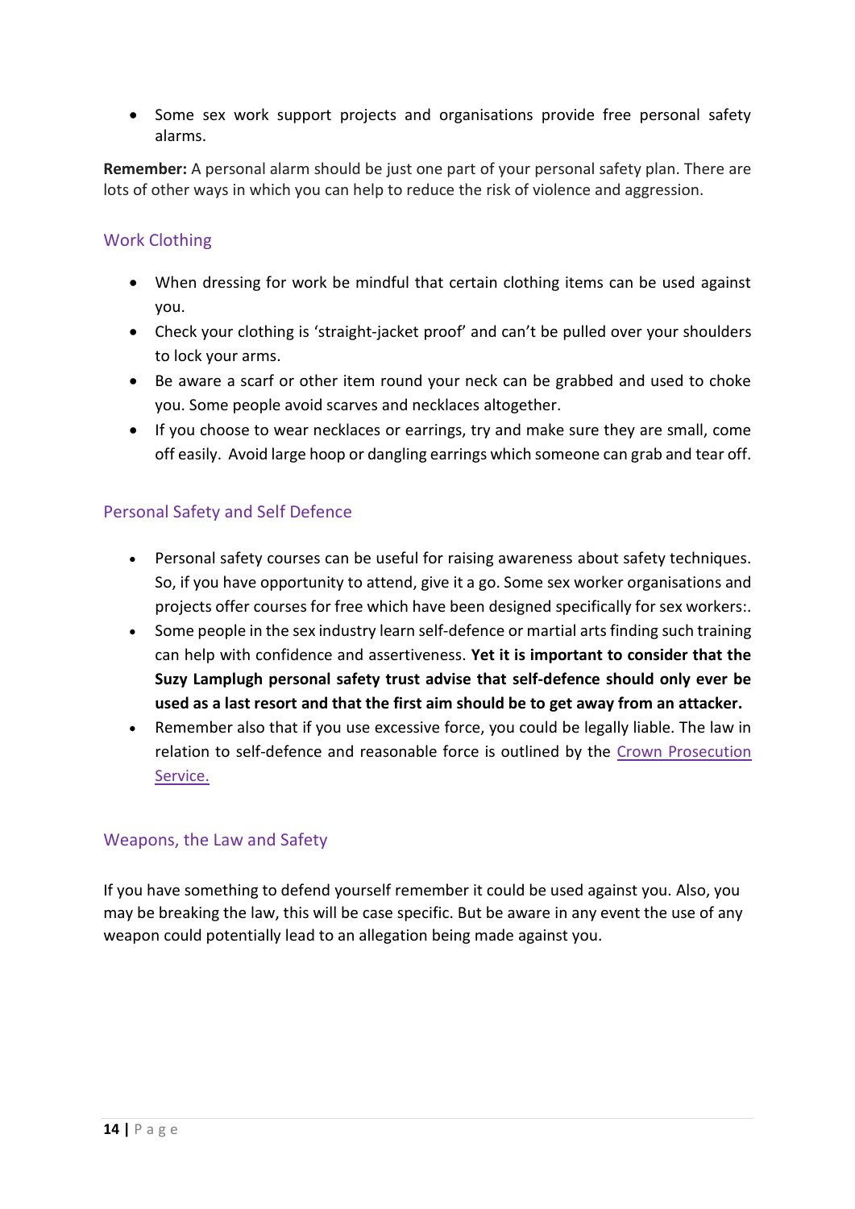- Some sex work support projects and organisations provide free personal safety alarms.

**Remember:** A personal alarm should be just one part of your personal safety plan. There are lots of other ways in which you can help to reduce the risk of violence and aggression.

## Work Clothing

- When dressing for work be mindful that certain clothing items can be used against you.
- Check your clothing is 'straight-jacket proof' and can't be pulled over your shoulders to lock your arms.
- Be aware a scarf or other item round your neck can be grabbed and used to choke you. Some people avoid scarves and necklaces altogether.
- If you choose to wear necklaces or earrings, try and make sure they are small, come off easily. Avoid large hoop or dangling earrings which someone can grab and tear off.

## Personal Safety and Self Defence

- Personal safety courses can be useful for raising awareness about safety techniques. So, if you have opportunity to attend, give it a go. Some sex worker organisations and projects offer courses for free which have been designed specifically for sex workers:.
- Some people in the sex industry learn self-defence or martial arts finding such training can help with confidence and assertiveness. **Yet it is important to consider that the Suzy Lamplugh personal safety trust advise that self-defence should only ever be used as a last resort and that the first aim should be to get away from an attacker.**
- Remember also that if you use excessive force, you could be legally liable. The law in relation to self-defence and reasonable force is outlined by the Crown Prosecution Service.

## Weapons, the Law and Safety

If you have something to defend yourself remember it could be used against you. Also, you may be breaking the law, this will be case specific. But be aware in any event the use of any weapon could potentially lead to an allegation being made against you.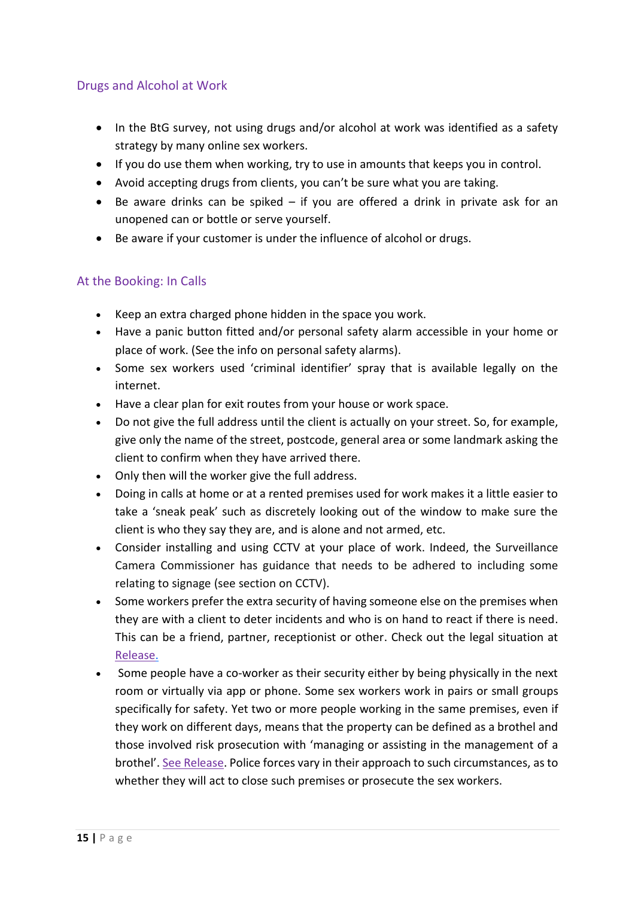## Drugs and Alcohol at Work

- In the BtG survey, not using drugs and/or alcohol at work was identified as a safety strategy by many online sex workers.
- If you do use them when working, try to use in amounts that keeps you in control.
- Avoid accepting drugs from clients, you can't be sure what you are taking.
- Be aware drinks can be spiked – if you are offered a drink in private ask for an unopened can or bottle or serve yourself.
- Be aware if your customer is under the influence of alcohol or drugs.

## At the Booking: In Calls

- Keep an extra charged phone hidden in the space you work.
- Have a panic button fitted and/or personal safety alarm accessible in your home or place of work. (See the info on personal safety alarms).
- Some sex workers used 'criminal identifier' spray that is available legally on the internet.
- Have a clear plan for exit routes from your house or work space.
- Do not give the full address until the client is actually on your street. So, for example, give only the name of the street, postcode, general area or some landmark asking the client to confirm when they have arrived there.
- Only then will the worker give the full address.
- Doing in calls at home or at a rented premises used for work makes it a little easier to take a 'sneak peak' such as discretely looking out of the window to make sure the client is who they say they are, and is alone and not armed, etc.
- Consider installing and using CCTV at your place of work. Indeed, the Surveillance Camera Commissioner has guidance that needs to be adhered to including some relating to signage (see section on CCTV).
- Some workers prefer the extra security of having someone else on the premises when they are with a client to deter incidents and who is on hand to react if there is need. This can be a friend, partner, receptionist or other. Check out the legal situation at Release.
- Some people have a co-worker as their security either by being physically in the next room or virtually via app or phone. Some sex workers work in pairs or small groups specifically for safety. Yet two or more people working in the same premises, even if they work on different days, means that the property can be defined as a brothel and those involved risk prosecution with 'managing or assisting in the management of a brothel'. See Release. Police forces vary in their approach to such circumstances, as to whether they will act to close such premises or prosecute the sex workers.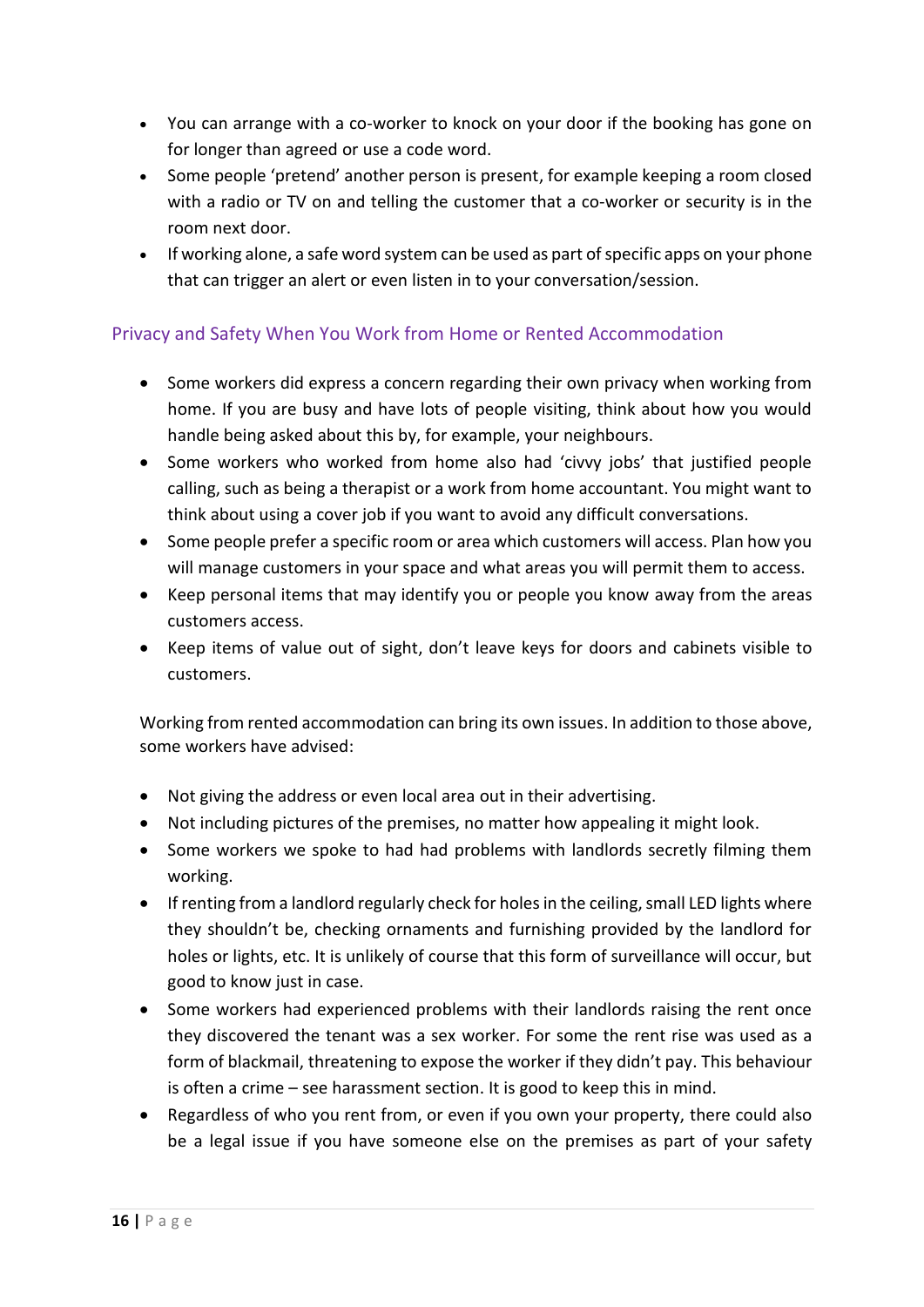- You can arrange with a co-worker to knock on your door if the booking has gone on for longer than agreed or use a code word.
- Some people 'pretend' another person is present, for example keeping a room closed with a radio or TV on and telling the customer that a co-worker or security is in the room next door.
- If working alone, a safe word system can be used as part of specific apps on your phone that can trigger an alert or even listen in to your conversation/session.

## Privacy and Safety When You Work from Home or Rented Accommodation

- Some workers did express a concern regarding their own privacy when working from home. If you are busy and have lots of people visiting, think about how you would handle being asked about this by, for example, your neighbours.
- Some workers who worked from home also had 'civvy jobs' that justified people calling, such as being a therapist or a work from home accountant. You might want to think about using a cover job if you want to avoid any difficult conversations.
- Some people prefer a specific room or area which customers will access. Plan how you will manage customers in your space and what areas you will permit them to access.
- Keep personal items that may identify you or people you know away from the areas customers access.
- Keep items of value out of sight, don't leave keys for doors and cabinets visible to customers.

Working from rented accommodation can bring its own issues. In addition to those above, some workers have advised:

- Not giving the address or even local area out in their advertising.
- Not including pictures of the premises, no matter how appealing it might look.
- Some workers we spoke to had had problems with landlords secretly filming them working.
- If renting from a landlord regularly check for holes in the ceiling, small LED lights where they shouldn't be, checking ornaments and furnishing provided by the landlord for holes or lights, etc. It is unlikely of course that this form of surveillance will occur, but good to know just in case.
- Some workers had experienced problems with their landlords raising the rent once they discovered the tenant was a sex worker. For some the rent rise was used as a form of blackmail, threatening to expose the worker if they didn't pay. This behaviour is often a crime – see harassment section. It is good to keep this in mind.
- Regardless of who you rent from, or even if you own your property, there could also be a legal issue if you have someone else on the premises as part of your safety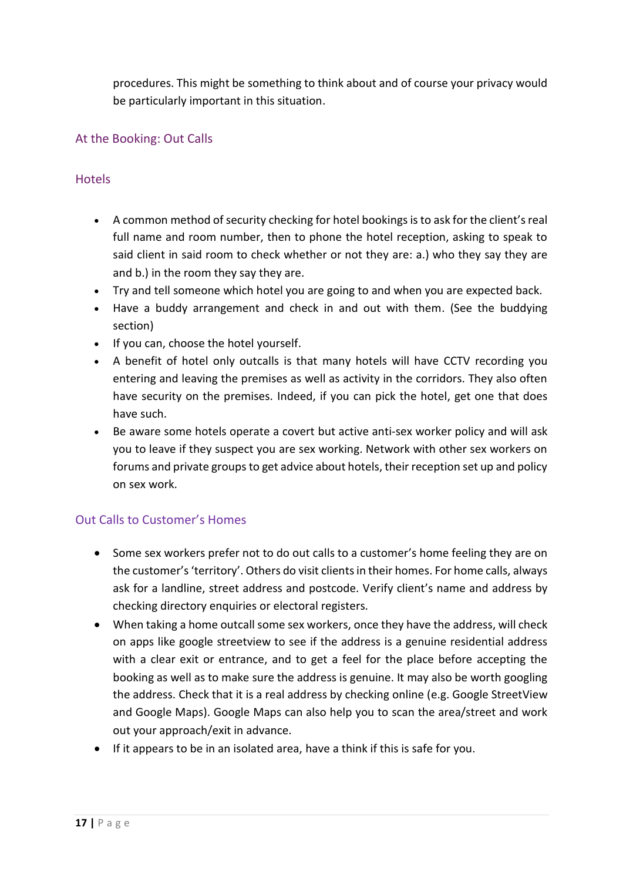procedures. This might be something to think about and of course your privacy would be particularly important in this situation.

## At the Booking: Out Calls

### Hotels

- A common method of security checking for hotel bookings is to ask for the client's real full name and room number, then to phone the hotel reception, asking to speak to said client in said room to check whether or not they are: a.) who they say they are and b.) in the room they say they are.
- Try and tell someone which hotel you are going to and when you are expected back.
- Have a buddy arrangement and check in and out with them. (See the buddying section)
- If you can, choose the hotel yourself.
- A benefit of hotel only outcalls is that many hotels will have CCTV recording you entering and leaving the premises as well as activity in the corridors. They also often have security on the premises. Indeed, if you can pick the hotel, get one that does have such.
- Be aware some hotels operate a covert but active anti-sex worker policy and will ask you to leave if they suspect you are sex working. Network with other sex workers on forums and private groups to get advice about hotels, their reception set up and policy on sex work.

### Out Calls to Customer's Homes

- Some sex workers prefer not to do out calls to a customer's home feeling they are on the customer's 'territory'. Others do visit clients in their homes. For home calls, always ask for a landline, street address and postcode. Verify client's name and address by checking directory enquiries or electoral registers.
- When taking a home outcall some sex workers, once they have the address, will check on apps like google streetview to see if the address is a genuine residential address with a clear exit or entrance, and to get a feel for the place before accepting the booking as well as to make sure the address is genuine. It may also be worth googling the address. Check that it is a real address by checking online (e.g. Google StreetView and Google Maps). Google Maps can also help you to scan the area/street and work out your approach/exit in advance.
- If it appears to be in an isolated area, have a think if this is safe for you.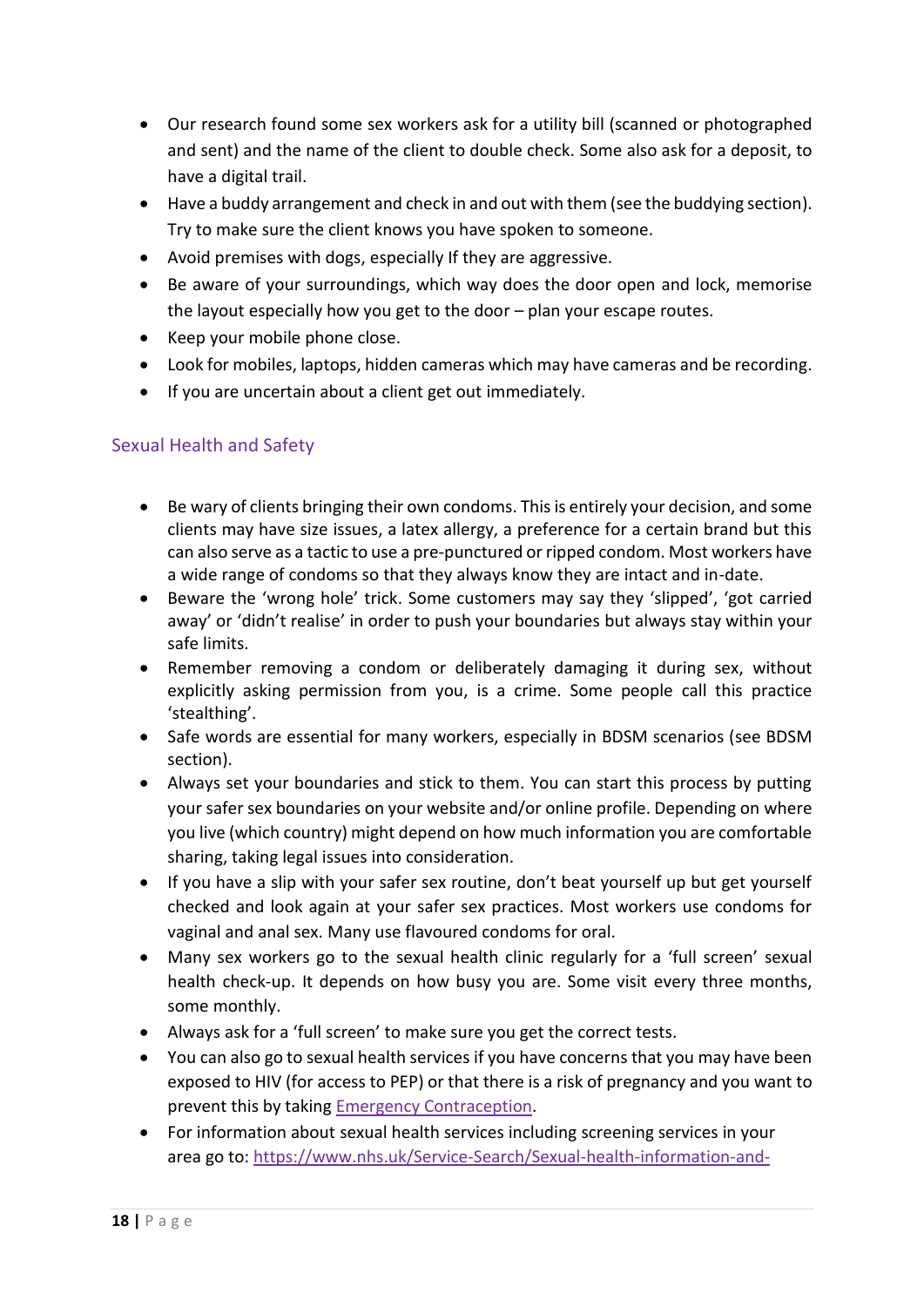- Our research found some sex workers ask for a utility bill (scanned or photographed and sent) and the name of the client to double check. Some also ask for a deposit, to have a digital trail.
- Have a buddy arrangement and check in and out with them (see the buddying section). Try to make sure the client knows you have spoken to someone.
- Avoid premises with dogs, especially If they are aggressive.
- Be aware of your surroundings, which way does the door open and lock, memorise the layout especially how you get to the door – plan your escape routes.
- Keep your mobile phone close.
- Look for mobiles, laptops, hidden cameras which may have cameras and be recording.
- If you are uncertain about a client get out immediately.

## Sexual Health and Safety

- Be wary of clients bringing their own condoms. This is entirely your decision, and some clients may have size issues, a latex allergy, a preference for a certain brand but this can also serve as a tactic to use a pre-punctured or ripped condom. Most workers have a wide range of condoms so that they always know they are intact and in-date.
- Beware the 'wrong hole' trick. Some customers may say they 'slipped', 'got carried away' or 'didn't realise' in order to push your boundaries but always stay within your safe limits.
- Remember removing a condom or deliberately damaging it during sex, without explicitly asking permission from you, is a crime. Some people call this practice 'stealthing'.
- Safe words are essential for many workers, especially in BDSM scenarios (see BDSM section).
- Always set your boundaries and stick to them. You can start this process by putting your safer sex boundaries on your website and/or online profile. Depending on where you live (which country) might depend on how much information you are comfortable sharing, taking legal issues into consideration.
- If you have a slip with your safer sex routine, don't beat yourself up but get yourself checked and look again at your safer sex practices. Most workers use condoms for vaginal and anal sex. Many use flavoured condoms for oral.
- Many sex workers go to the sexual health clinic regularly for a 'full screen' sexual health check-up. It depends on how busy you are. Some visit every three months, some monthly.
- Always ask for a 'full screen' to make sure you get the correct tests.
- You can also go to sexual health services if you have concerns that you may have been exposed to HIV (for access to PEP) or that there is a risk of pregnancy and you want to prevent this by taking [Emergency Contraception](#).
- For information about sexual health services including screening services in your area go to: https://www.nhs.uk/Service-Search/Sexual-health-information-and-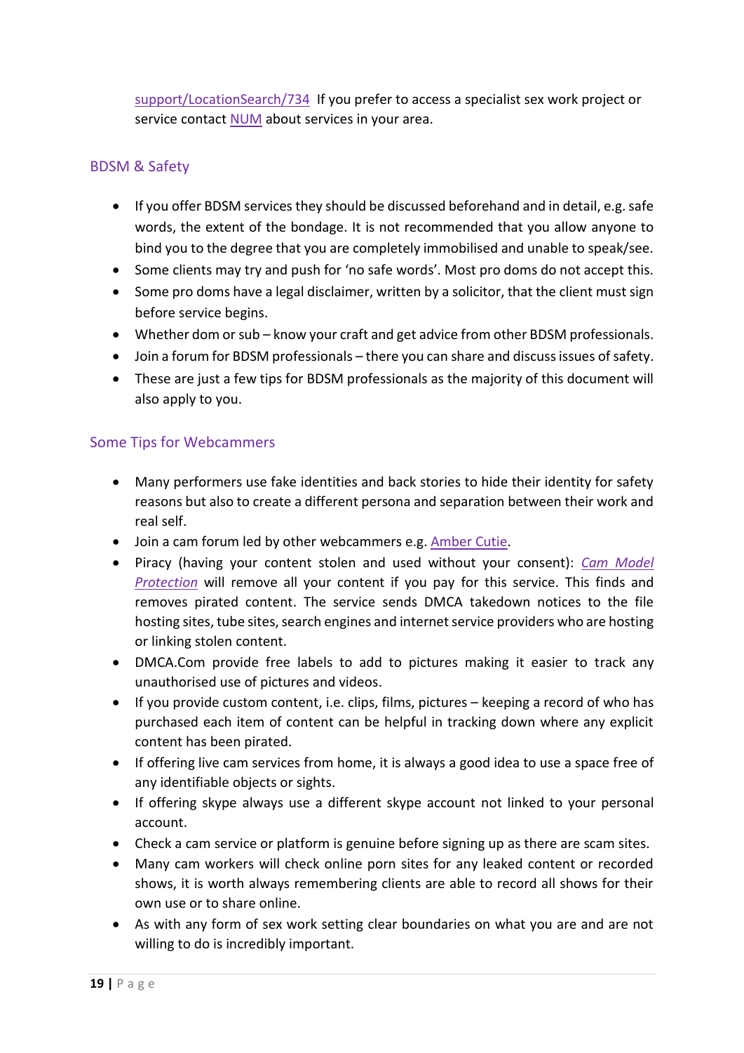support/LocationSearch/734 If you prefer to access a specialist sex work project or service contact NUM about services in your area.

## BDSM & Safety

- If you offer BDSM services they should be discussed beforehand and in detail, e.g. safe words, the extent of the bondage. It is not recommended that you allow anyone to bind you to the degree that you are completely immobilised and unable to speak/see.
- Some clients may try and push for 'no safe words'. Most pro doms do not accept this.
- Some pro doms have a legal disclaimer, written by a solicitor, that the client must sign before service begins.
- Whether dom or sub – know your craft and get advice from other BDSM professionals.
- Join a forum for BDSM professionals – there you can share and discuss issues of safety.
- These are just a few tips for BDSM professionals as the majority of this document will also apply to you.

## Some Tips for Webcammers

- Many performers use fake identities and back stories to hide their identity for safety reasons but also to create a different persona and separation between their work and real self.
- Join a cam forum led by other webcammers e.g. Amber Cutie.
- Piracy (having your content stolen and used without your consent): *Cam Model Protection* will remove all your content if you pay for this service. This finds and removes pirated content. The service sends DMCA takedown notices to the file hosting sites, tube sites, search engines and internet service providers who are hosting or linking stolen content.
- DMCA.Com provide free labels to add to pictures making it easier to track any unauthorised use of pictures and videos.
- If you provide custom content, i.e. clips, films, pictures – keeping a record of who has purchased each item of content can be helpful in tracking down where any explicit content has been pirated.
- If offering live cam services from home, it is always a good idea to use a space free of any identifiable objects or sights.
- If offering skype always use a different skype account not linked to your personal account.
- Check a cam service or platform is genuine before signing up as there are scam sites.
- Many cam workers will check online porn sites for any leaked content or recorded shows, it is worth always remembering clients are able to record all shows for their own use or to share online.
- As with any form of sex work setting clear boundaries on what you are and are not willing to do is incredibly important.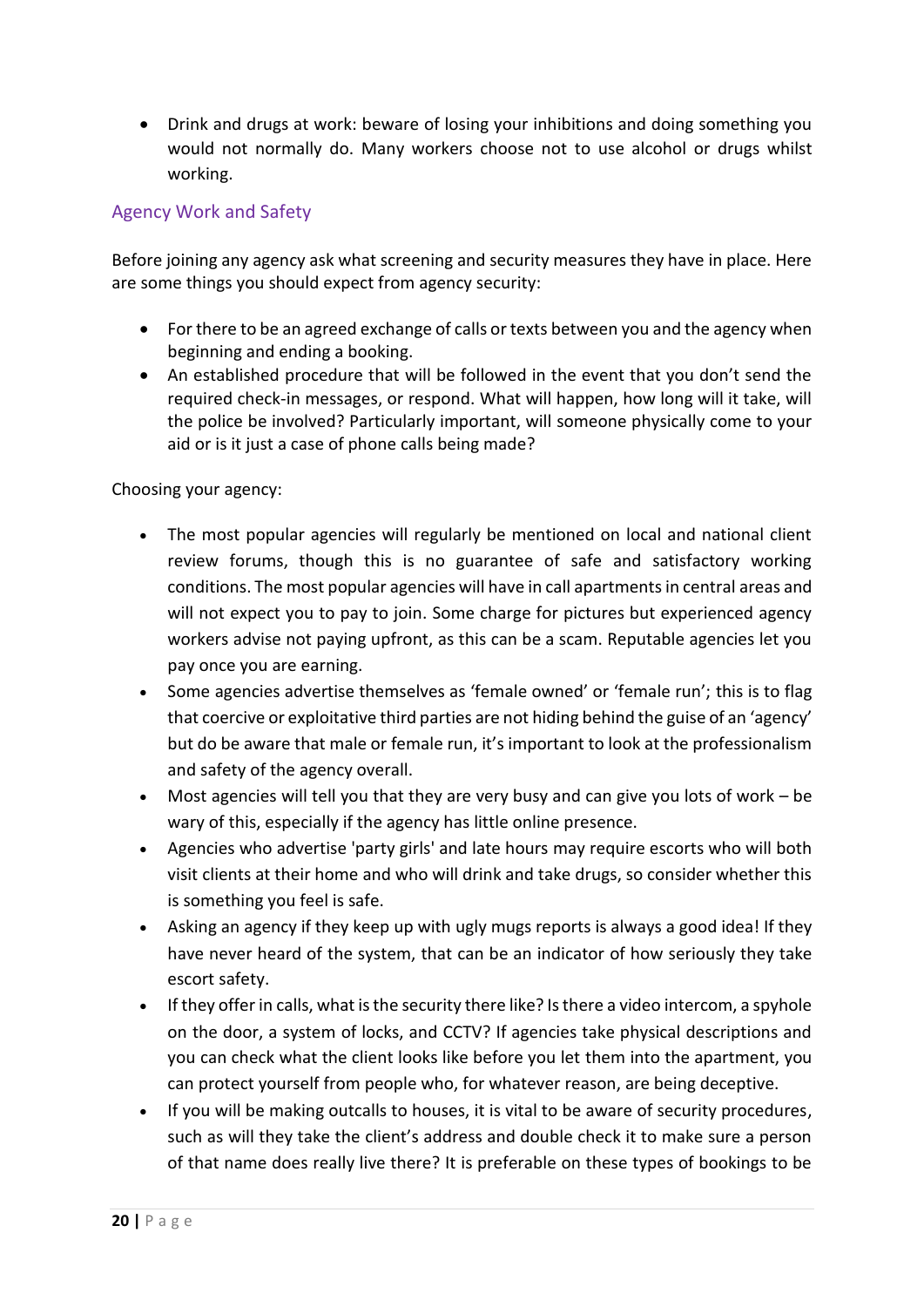- Drink and drugs at work: beware of losing your inhibitions and doing something you would not normally do. Many workers choose not to use alcohol or drugs whilst working.

## Agency Work and Safety

Before joining any agency ask what screening and security measures they have in place. Here are some things you should expect from agency security:

- For there to be an agreed exchange of calls or texts between you and the agency when beginning and ending a booking.
- An established procedure that will be followed in the event that you don't send the required check-in messages, or respond. What will happen, how long will it take, will the police be involved? Particularly important, will someone physically come to your aid or is it just a case of phone calls being made?

Choosing your agency:

- The most popular agencies will regularly be mentioned on local and national client review forums, though this is no guarantee of safe and satisfactory working conditions. The most popular agencies will have in call apartments in central areas and will not expect you to pay to join. Some charge for pictures but experienced agency workers advise not paying upfront, as this can be a scam. Reputable agencies let you pay once you are earning.
- Some agencies advertise themselves as 'female owned' or 'female run'; this is to flag that coercive or exploitative third parties are not hiding behind the guise of an 'agency' but do be aware that male or female run, it's important to look at the professionalism and safety of the agency overall.
- Most agencies will tell you that they are very busy and can give you lots of work – be wary of this, especially if the agency has little online presence.
- Agencies who advertise 'party girls' and late hours may require escorts who will both visit clients at their home and who will drink and take drugs, so consider whether this is something you feel is safe.
- Asking an agency if they keep up with ugly mugs reports is always a good idea! If they have never heard of the system, that can be an indicator of how seriously they take escort safety.
- If they offer in calls, what is the security there like? Is there a video intercom, a spyhole on the door, a system of locks, and CCTV? If agencies take physical descriptions and you can check what the client looks like before you let them into the apartment, you can protect yourself from people who, for whatever reason, are being deceptive.
- If you will be making outcalls to houses, it is vital to be aware of security procedures, such as will they take the client's address and double check it to make sure a person of that name does really live there? It is preferable on these types of bookings to be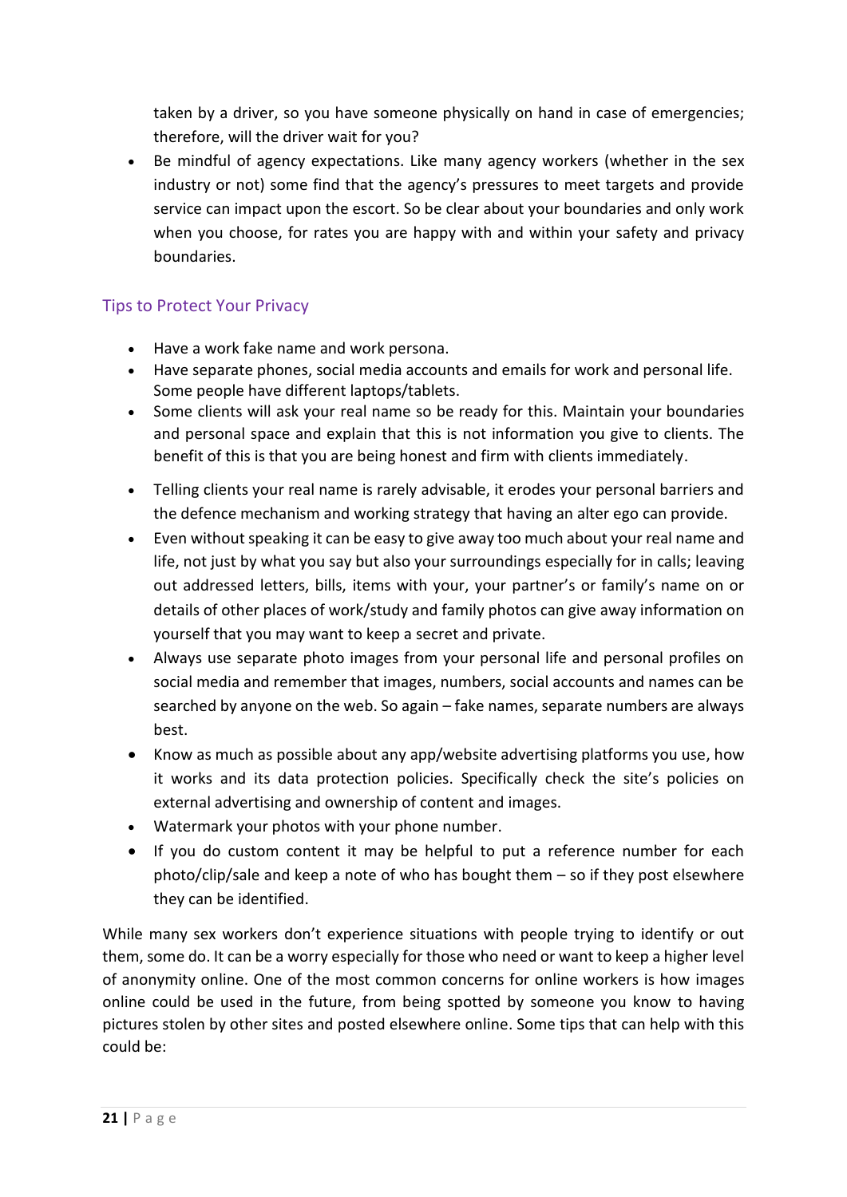taken by a driver, so you have someone physically on hand in case of emergencies; therefore, will the driver wait for you?

- Be mindful of agency expectations. Like many agency workers (whether in the sex industry or not) some find that the agency's pressures to meet targets and provide service can impact upon the escort. So be clear about your boundaries and only work when you choose, for rates you are happy with and within your safety and privacy boundaries.

## Tips to Protect Your Privacy

- Have a work fake name and work persona.
- Have separate phones, social media accounts and emails for work and personal life. Some people have different laptops/tablets.
- Some clients will ask your real name so be ready for this. Maintain your boundaries and personal space and explain that this is not information you give to clients. The benefit of this is that you are being honest and firm with clients immediately.
- Telling clients your real name is rarely advisable, it erodes your personal barriers and the defence mechanism and working strategy that having an alter ego can provide.
- Even without speaking it can be easy to give away too much about your real name and life, not just by what you say but also your surroundings especially for in calls; leaving out addressed letters, bills, items with your, your partner's or family's name on or details of other places of work/study and family photos can give away information on yourself that you may want to keep a secret and private.
- Always use separate photo images from your personal life and personal profiles on social media and remember that images, numbers, social accounts and names can be searched by anyone on the web. So again – fake names, separate numbers are always best.
- Know as much as possible about any app/website advertising platforms you use, how it works and its data protection policies. Specifically check the site's policies on external advertising and ownership of content and images.
- Watermark your photos with your phone number.
- If you do custom content it may be helpful to put a reference number for each photo/clip/sale and keep a note of who has bought them – so if they post elsewhere they can be identified.

While many sex workers don't experience situations with people trying to identify or out them, some do. It can be a worry especially for those who need or want to keep a higher level of anonymity online. One of the most common concerns for online workers is how images online could be used in the future, from being spotted by someone you know to having pictures stolen by other sites and posted elsewhere online. Some tips that can help with this could be: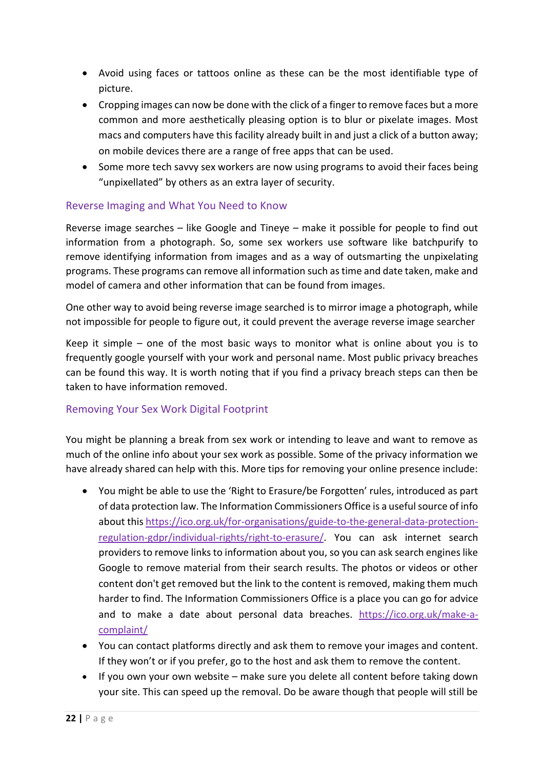- Avoid using faces or tattoos online as these can be the most identifiable type of picture.
- Cropping images can now be done with the click of a finger to remove faces but a more common and more aesthetically pleasing option is to blur or pixelate images. Most macs and computers have this facility already built in and just a click of a button away; on mobile devices there are a range of free apps that can be used.
- Some more tech savvy sex workers are now using programs to avoid their faces being "unpixellated" by others as an extra layer of security.

## Reverse Imaging and What You Need to Know

Reverse image searches – like Google and Tineye – make it possible for people to find out information from a photograph. So, some sex workers use software like batchpurify to remove identifying information from images and as a way of outsmarting the unpixelating programs. These programs can remove all information such as time and date taken, make and model of camera and other information that can be found from images.

One other way to avoid being reverse image searched is to mirror image a photograph, while not impossible for people to figure out, it could prevent the average reverse image searcher

Keep it simple – one of the most basic ways to monitor what is online about you is to frequently google yourself with your work and personal name. Most public privacy breaches can be found this way. It is worth noting that if you find a privacy breach steps can then be taken to have information removed.

## Removing Your Sex Work Digital Footprint

You might be planning a break from sex work or intending to leave and want to remove as much of the online info about your sex work as possible. Some of the privacy information we have already shared can help with this. More tips for removing your online presence include:

- You might be able to use the 'Right to Erasure/be Forgotten' rules, introduced as part of data protection law. The Information Commissioners Office is a useful source of info about this [https://ico.org.uk/for-organisations/guide-to-the-general-data-protection-regulation-gdpr/individual-rights/right-to-erasure/](https://ico.org.uk/for-organisations/guide-to-the-general-data-protection-regulation-gdpr/individual-rights/right-to-erasure/). You can ask internet search providers to remove links to information about you, so you can ask search engines like Google to remove material from their search results. The photos or videos or other content don't get removed but the link to the content is removed, making them much harder to find. The Information Commissioners Office is a place you can go for advice and to make a date about personal data breaches. [https://ico.org.uk/make-a-complaint/](https://ico.org.uk/make-a-complaint/)
- You can contact platforms directly and ask them to remove your images and content. If they won't or if you prefer, go to the host and ask them to remove the content.
- If you own your own website – make sure you delete all content before taking down your site. This can speed up the removal. Do be aware though that people will still be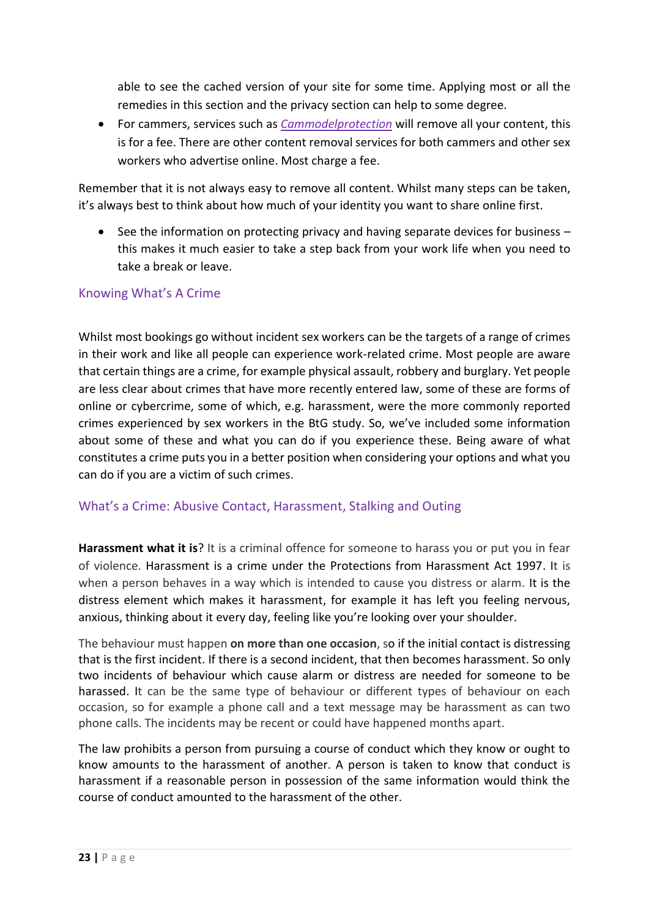able to see the cached version of your site for some time. Applying most or all the remedies in this section and the privacy section can help to some degree.

- For cammers, services such as *Cammodelprotection* will remove all your content, this is for a fee. There are other content removal services for both cammers and other sex workers who advertise online. Most charge a fee.

Remember that it is not always easy to remove all content. Whilst many steps can be taken, it's always best to think about how much of your identity you want to share online first.

- See the information on protecting privacy and having separate devices for business – this makes it much easier to take a step back from your work life when you need to take a break or leave.

## Knowing What's A Crime

Whilst most bookings go without incident sex workers can be the targets of a range of crimes in their work and like all people can experience work-related crime. Most people are aware that certain things are a crime, for example physical assault, robbery and burglary. Yet people are less clear about crimes that have more recently entered law, some of these are forms of online or cybercrime, some of which, e.g. harassment, were the more commonly reported crimes experienced by sex workers in the BtG study. So, we've included some information about some of these and what you can do if you experience these. Being aware of what constitutes a crime puts you in a better position when considering your options and what you can do if you are a victim of such crimes.

## What's a Crime: Abusive Contact, Harassment, Stalking and Outing

**Harassment what it is**? It is a criminal offence for someone to harass you or put you in fear of violence. Harassment is a crime under the Protections from Harassment Act 1997. It is when a person behaves in a way which is intended to cause you distress or alarm. It is the distress element which makes it harassment, for example it has left you feeling nervous, anxious, thinking about it every day, feeling like you're looking over your shoulder.

The behaviour must happen **on more than one occasion**, so if the initial contact is distressing that is the first incident. If there is a second incident, that then becomes harassment. So only two incidents of behaviour which cause alarm or distress are needed for someone to be harassed. It can be the same type of behaviour or different types of behaviour on each occasion, so for example a phone call and a text message may be harassment as can two phone calls. The incidents may be recent or could have happened months apart.

The law prohibits a person from pursuing a course of conduct which they know or ought to know amounts to the harassment of another. A person is taken to know that conduct is harassment if a reasonable person in possession of the same information would think the course of conduct amounted to the harassment of the other.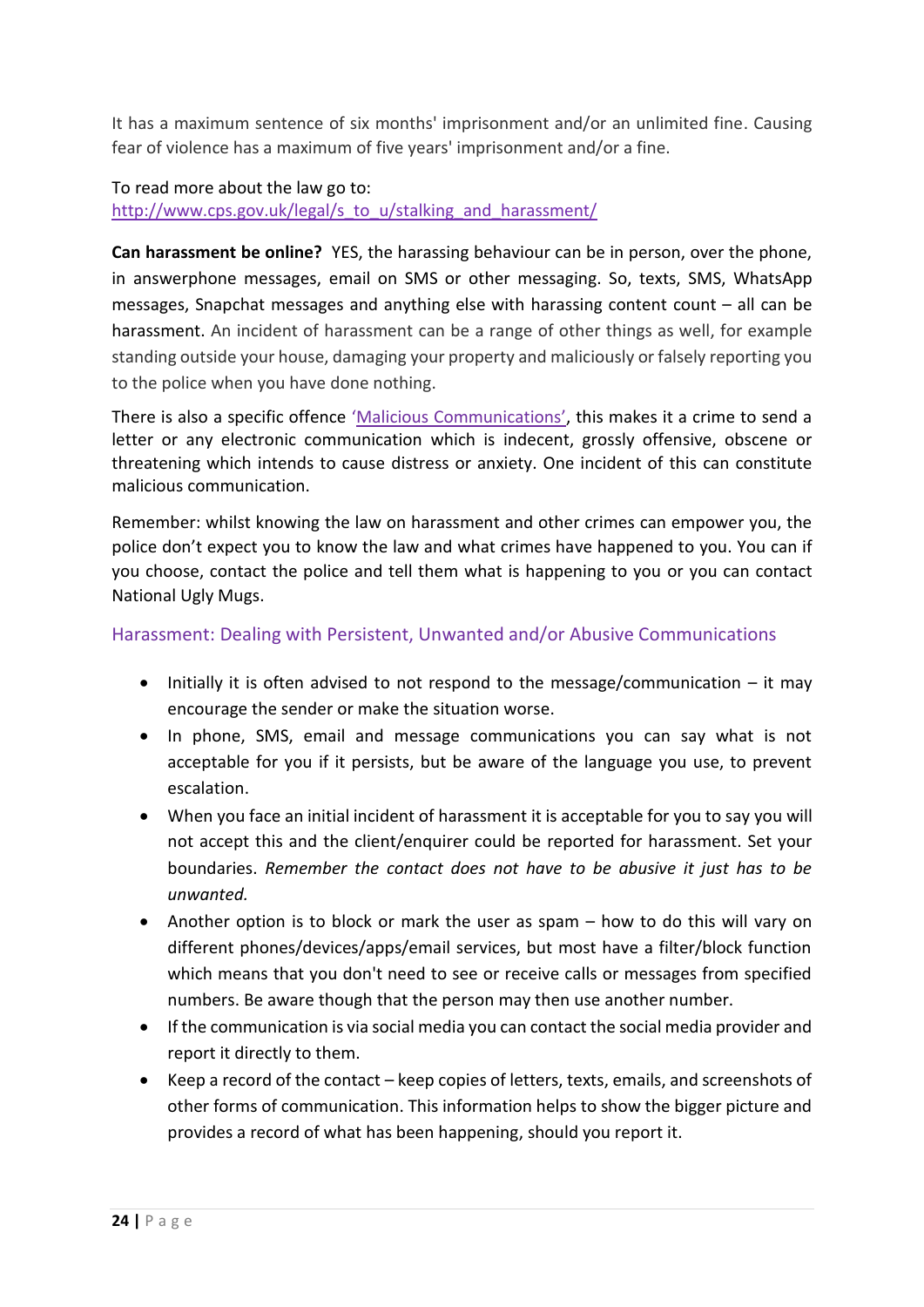It has a maximum sentence of six months' imprisonment and/or an unlimited fine. Causing fear of violence has a maximum of five years' imprisonment and/or a fine.

To read more about the law go to:
[http://www.cps.gov.uk/legal/s_to_u/stalking_and_harassment/](http://www.cps.gov.uk/legal/s_to_u/stalking_and_harassment/)

**Can harassment be online?** YES, the harassing behaviour can be in person, over the phone, in answerphone messages, email on SMS or other messaging. So, texts, SMS, WhatsApp messages, Snapchat messages and anything else with harassing content count – all can be harassment. An incident of harassment can be a range of other things as well, for example standing outside your house, damaging your property and maliciously or falsely reporting you to the police when you have done nothing.

There is also a specific offence 'Malicious Communications', this makes it a crime to send a letter or any electronic communication which is indecent, grossly offensive, obscene or threatening which intends to cause distress or anxiety. One incident of this can constitute malicious communication.

Remember: whilst knowing the law on harassment and other crimes can empower you, the police don't expect you to know the law and what crimes have happened to you. You can if you choose, contact the police and tell them what is happening to you or you can contact National Ugly Mugs.

## Harassment: Dealing with Persistent, Unwanted and/or Abusive Communications

- Initially it is often advised to not respond to the message/communication – it may encourage the sender or make the situation worse.
- In phone, SMS, email and message communications you can say what is not acceptable for you if it persists, but be aware of the language you use, to prevent escalation.
- When you face an initial incident of harassment it is acceptable for you to say you will not accept this and the client/enquirer could be reported for harassment. Set your boundaries. *Remember the contact does not have to be abusive it just has to be unwanted.*
- Another option is to block or mark the user as spam – how to do this will vary on different phones/devices/apps/email services, but most have a filter/block function which means that you don't need to see or receive calls or messages from specified numbers. Be aware though that the person may then use another number.
- If the communication is via social media you can contact the social media provider and report it directly to them.
- Keep a record of the contact – keep copies of letters, texts, emails, and screenshots of other forms of communication. This information helps to show the bigger picture and provides a record of what has been happening, should you report it.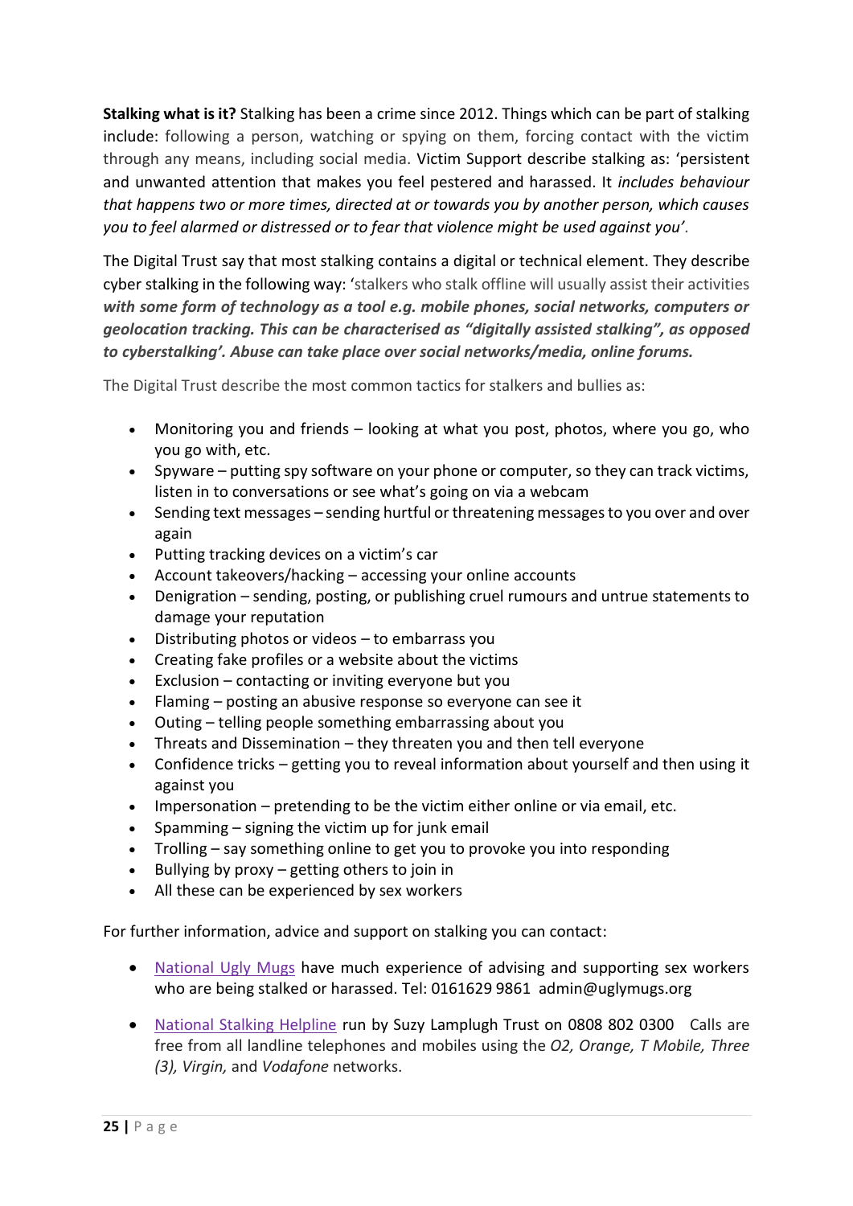**Stalking what is it?** Stalking has been a crime since 2012. Things which can be part of stalking include: following a person, watching or spying on them, forcing contact with the victim through any means, including social media. Victim Support describe stalking as: 'persistent and unwanted attention that makes you feel pestered and harassed. It *includes behaviour that happens two or more times, directed at or towards you by another person, which causes you to feel alarmed or distressed or to fear that violence might be used against you'*.

The Digital Trust say that most stalking contains a digital or technical element. They describe cyber stalking in the following way: 'stalkers who stalk offline will usually assist their activities ***with some form of technology as a tool e.g. mobile phones, social networks, computers or geolocation tracking. This can be characterised as "digitally assisted stalking", as opposed to cyberstalking'. Abuse can take place over social networks/media, online forums.***

The Digital Trust describe the most common tactics for stalkers and bullies as:

- Monitoring you and friends – looking at what you post, photos, where you go, who you go with, etc.
- Spyware – putting spy software on your phone or computer, so they can track victims, listen in to conversations or see what's going on via a webcam
- Sending text messages – sending hurtful or threatening messages to you over and over again
- Putting tracking devices on a victim's car
- Account takeovers/hacking – accessing your online accounts
- Denigration – sending, posting, or publishing cruel rumours and untrue statements to damage your reputation
- Distributing photos or videos – to embarrass you
- Creating fake profiles or a website about the victims
- Exclusion – contacting or inviting everyone but you
- Flaming – posting an abusive response so everyone can see it
- Outing – telling people something embarrassing about you
- Threats and Dissemination – they threaten you and then tell everyone
- Confidence tricks – getting you to reveal information about yourself and then using it against you
- Impersonation – pretending to be the victim either online or via email, etc.
- Spamming – signing the victim up for junk email
- Trolling – say something online to get you to provoke you into responding
- Bullying by proxy – getting others to join in
- All these can be experienced by sex workers

For further information, advice and support on stalking you can contact:

- National Ugly Mugs have much experience of advising and supporting sex workers who are being stalked or harassed. Tel: 0161629 9861 admin@uglymugs.org
- National Stalking Helpline run by Suzy Lamplugh Trust on 0808 802 0300 Calls are free from all landline telephones and mobiles using the *O2, Orange, T Mobile, Three (3), Virgin,* and *Vodafone* networks.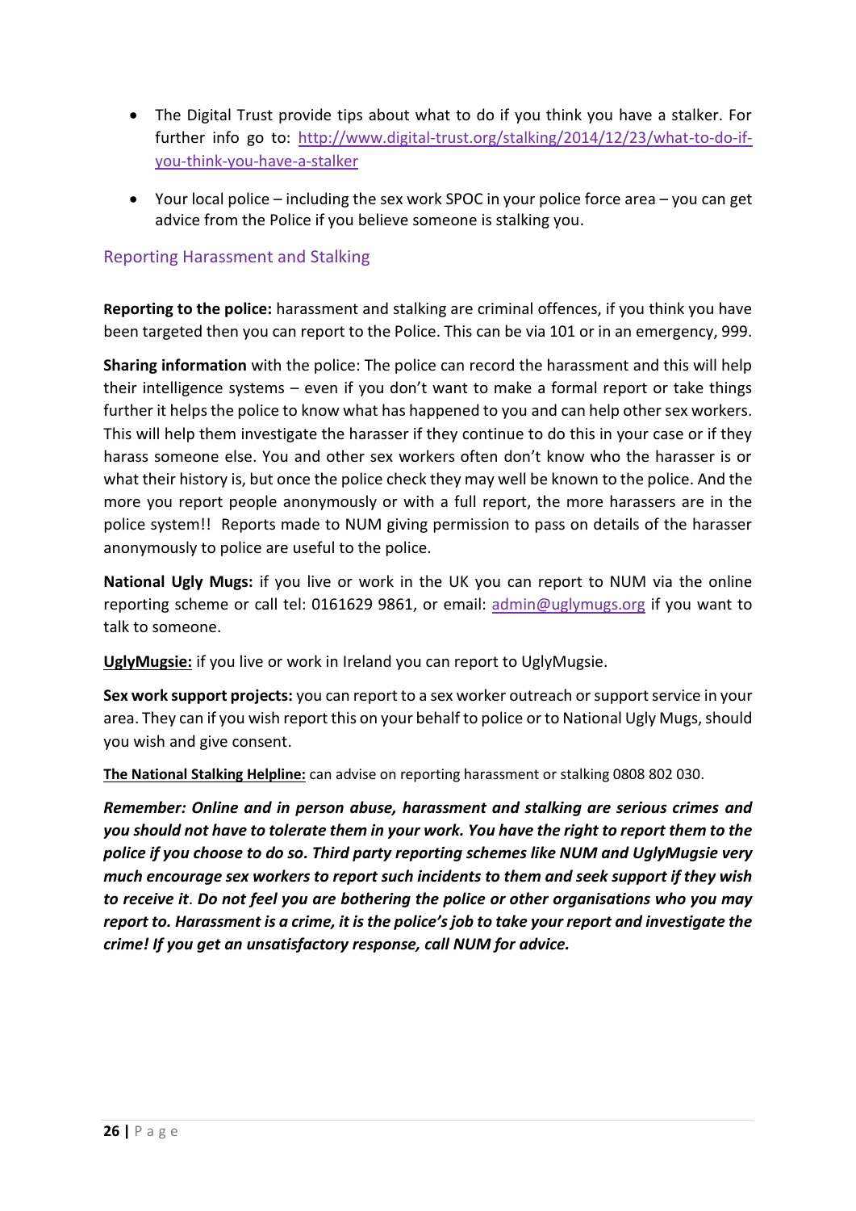- The Digital Trust provide tips about what to do if you think you have a stalker. For further info go to: [http://www.digital-trust.org/stalking/2014/12/23/what-to-do-if-you-think-you-have-a-stalker](http://www.digital-trust.org/stalking/2014/12/23/what-to-do-if-you-think-you-have-a-stalker)

- Your local police – including the sex work SPOC in your police force area – you can get advice from the Police if you believe someone is stalking you.

## Reporting Harassment and Stalking

**Reporting to the police:** harassment and stalking are criminal offences, if you think you have been targeted then you can report to the Police. This can be via 101 or in an emergency, 999.

**Sharing information** with the police: The police can record the harassment and this will help their intelligence systems – even if you don't want to make a formal report or take things further it helps the police to know what has happened to you and can help other sex workers. This will help them investigate the harasser if they continue to do this in your case or if they harass someone else. You and other sex workers often don't know who the harasser is or what their history is, but once the police check they may well be known to the police. And the more you report people anonymously or with a full report, the more harassers are in the police system!! Reports made to NUM giving permission to pass on details of the harasser anonymously to police are useful to the police.

**National Ugly Mugs:** if you live or work in the UK you can report to NUM via the online reporting scheme or call tel: 0161629 9861, or email: [admin@uglymugs.org](mailto:admin@uglymugs.org) if you want to talk to someone.

**UglyMugsie:** if you live or work in Ireland you can report to UglyMugsie.

**Sex work support projects:** you can report to a sex worker outreach or support service in your area. They can if you wish report this on your behalf to police or to National Ugly Mugs, should you wish and give consent.

**The National Stalking Helpline:** can advise on reporting harassment or stalking 0808 802 030.

***Remember: Online and in person abuse, harassment and stalking are serious crimes and you should not have to tolerate them in your work. You have the right to report them to the police if you choose to do so. Third party reporting schemes like NUM and UglyMugsie very much encourage sex workers to report such incidents to them and seek support if they wish to receive it. Do not feel you are bothering the police or other organisations who you may report to. Harassment is a crime, it is the police's job to take your report and investigate the crime! If you get an unsatisfactory response, call NUM for advice.***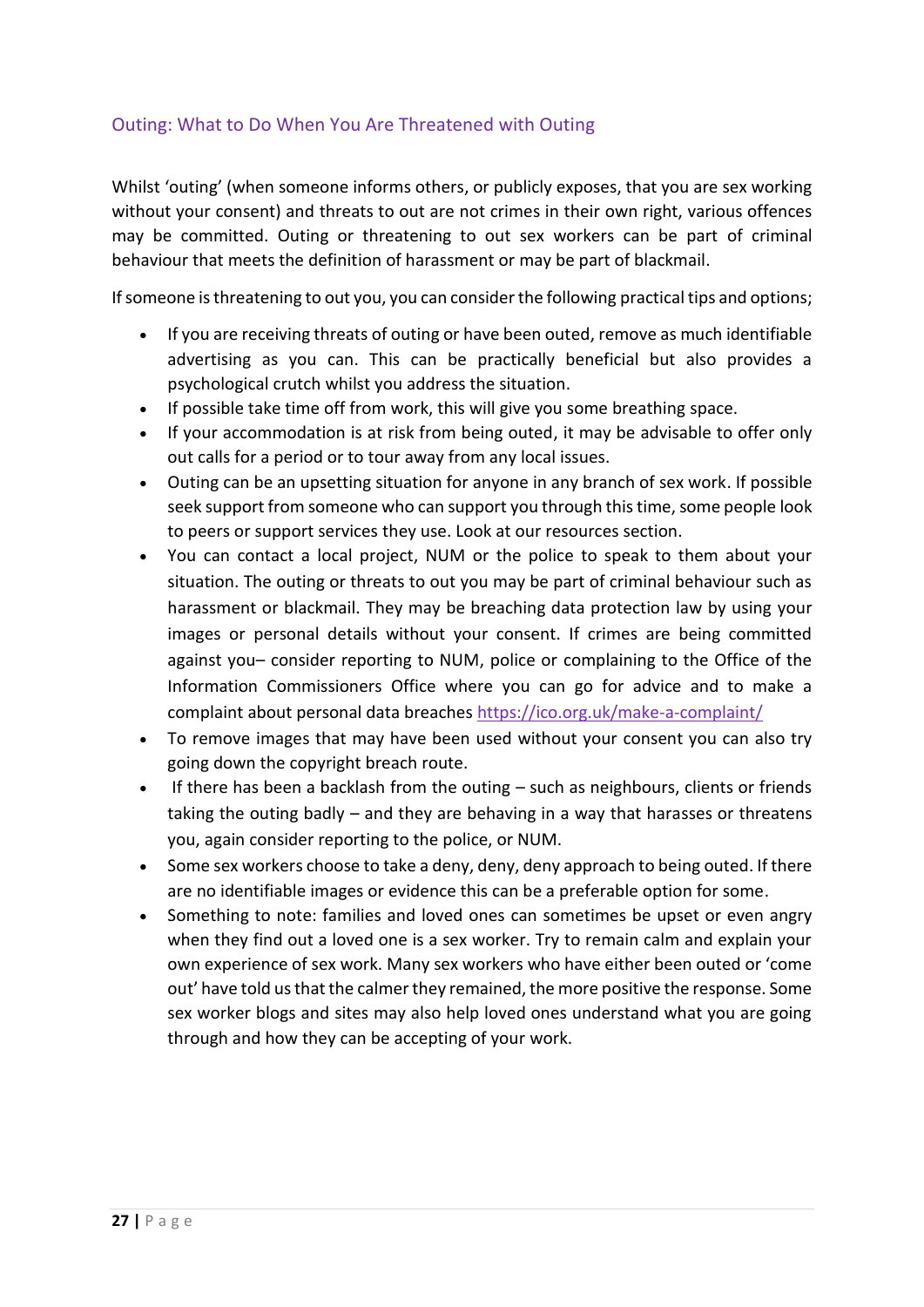## Outing: What to Do When You Are Threatened with Outing

Whilst 'outing' (when someone informs others, or publicly exposes, that you are sex working without your consent) and threats to out are not crimes in their own right, various offences may be committed. Outing or threatening to out sex workers can be part of criminal behaviour that meets the definition of harassment or may be part of blackmail.

If someone is threatening to out you, you can consider the following practical tips and options;

- If you are receiving threats of outing or have been outed, remove as much identifiable advertising as you can. This can be practically beneficial but also provides a psychological crutch whilst you address the situation.
- If possible take time off from work, this will give you some breathing space.
- If your accommodation is at risk from being outed, it may be advisable to offer only out calls for a period or to tour away from any local issues.
- Outing can be an upsetting situation for anyone in any branch of sex work. If possible seek support from someone who can support you through this time, some people look to peers or support services they use. Look at our resources section.
- You can contact a local project, NUM or the police to speak to them about your situation. The outing or threats to out you may be part of criminal behaviour such as harassment or blackmail. They may be breaching data protection law by using your images or personal details without your consent. If crimes are being committed against you– consider reporting to NUM, police or complaining to the Office of the Information Commissioners Office where you can go for advice and to make a complaint about personal data breaches https://ico.org.uk/make-a-complaint/
- To remove images that may have been used without your consent you can also try going down the copyright breach route.
- If there has been a backlash from the outing – such as neighbours, clients or friends taking the outing badly – and they are behaving in a way that harasses or threatens you, again consider reporting to the police, or NUM.
- Some sex workers choose to take a deny, deny, deny approach to being outed. If there are no identifiable images or evidence this can be a preferable option for some.
- Something to note: families and loved ones can sometimes be upset or even angry when they find out a loved one is a sex worker. Try to remain calm and explain your own experience of sex work. Many sex workers who have either been outed or 'come out' have told us that the calmer they remained, the more positive the response. Some sex worker blogs and sites may also help loved ones understand what you are going through and how they can be accepting of your work.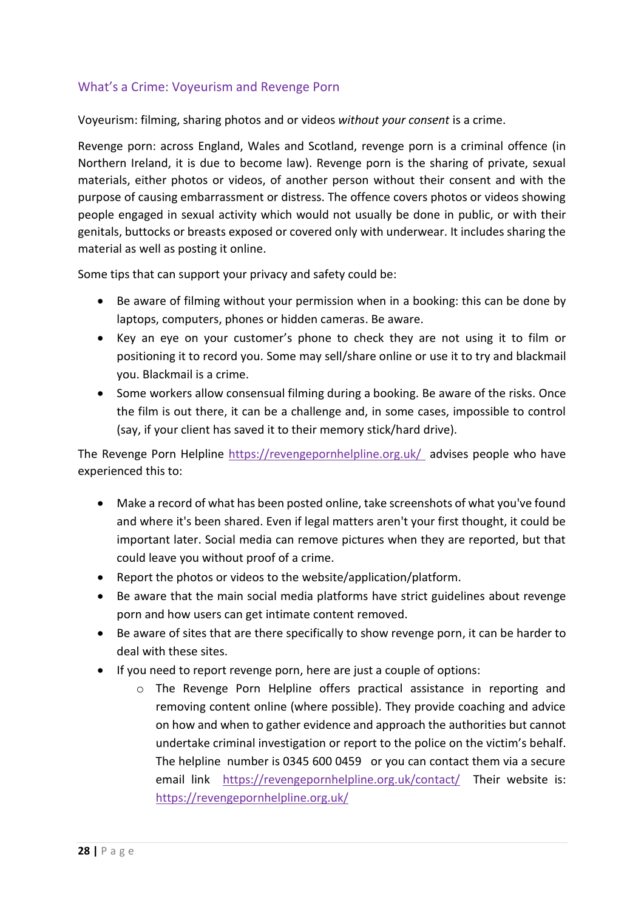## What's a Crime: Voyeurism and Revenge Porn

Voyeurism: filming, sharing photos and or videos *without your consent* is a crime.

Revenge porn: across England, Wales and Scotland, revenge porn is a criminal offence (in Northern Ireland, it is due to become law). Revenge porn is the sharing of private, sexual materials, either photos or videos, of another person without their consent and with the purpose of causing embarrassment or distress. The offence covers photos or videos showing people engaged in sexual activity which would not usually be done in public, or with their genitals, buttocks or breasts exposed or covered only with underwear. It includes sharing the material as well as posting it online.

Some tips that can support your privacy and safety could be:

- Be aware of filming without your permission when in a booking: this can be done by laptops, computers, phones or hidden cameras. Be aware.
- Key an eye on your customer's phone to check they are not using it to film or positioning it to record you. Some may sell/share online or use it to try and blackmail you. Blackmail is a crime.
- Some workers allow consensual filming during a booking. Be aware of the risks. Once the film is out there, it can be a challenge and, in some cases, impossible to control (say, if your client has saved it to their memory stick/hard drive).

The Revenge Porn Helpline https://revengepornhelpline.org.uk/ advises people who have experienced this to:

- Make a record of what has been posted online, take screenshots of what you've found and where it's been shared. Even if legal matters aren't your first thought, it could be important later. Social media can remove pictures when they are reported, but that could leave you without proof of a crime.
- Report the photos or videos to the website/application/platform.
- Be aware that the main social media platforms have strict guidelines about revenge porn and how users can get intimate content removed.
- Be aware of sites that are there specifically to show revenge porn, it can be harder to deal with these sites.
- If you need to report revenge porn, here are just a couple of options:
  - The Revenge Porn Helpline offers practical assistance in reporting and removing content online (where possible). They provide coaching and advice on how and when to gather evidence and approach the authorities but cannot undertake criminal investigation or report to the police on the victim's behalf. The helpline number is 0345 600 0459 or you can contact them via a secure email link https://revengepornhelpline.org.uk/contact/ Their website is: https://revengepornhelpline.org.uk/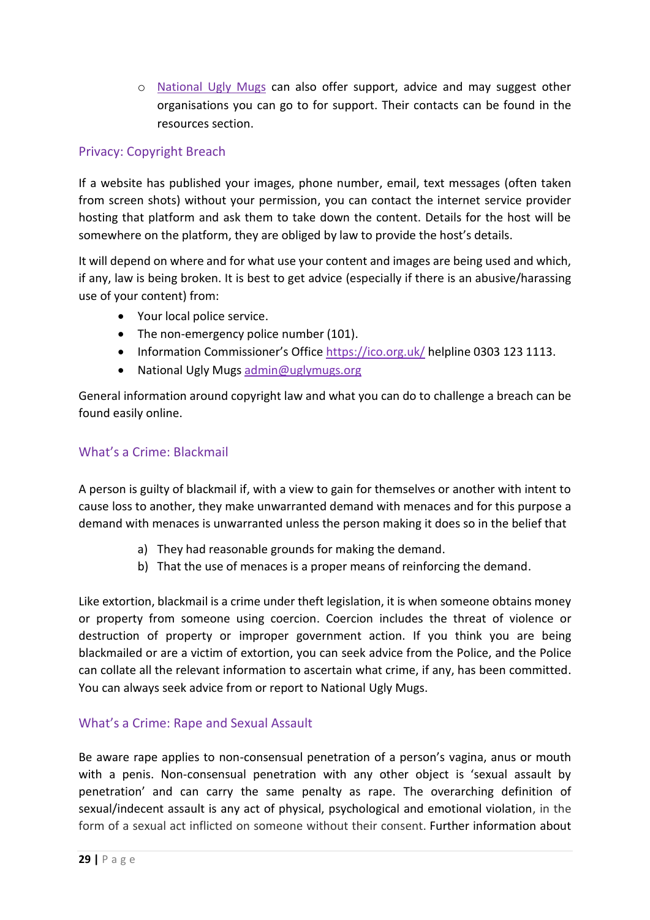- National Ugly Mugs can also offer support, advice and may suggest other organisations you can go to for support. Their contacts can be found in the resources section.

## Privacy: Copyright Breach

If a website has published your images, phone number, email, text messages (often taken from screen shots) without your permission, you can contact the internet service provider hosting that platform and ask them to take down the content. Details for the host will be somewhere on the platform, they are obliged by law to provide the host's details.

It will depend on where and for what use your content and images are being used and which, if any, law is being broken. It is best to get advice (especially if there is an abusive/harassing use of your content) from:

- Your local police service.
- The non-emergency police number (101).
- Information Commissioner's Office https://ico.org.uk/ helpline 0303 123 1113.
- National Ugly Mugs admin@uglymugs.org

General information around copyright law and what you can do to challenge a breach can be found easily online.

## What's a Crime: Blackmail

A person is guilty of blackmail if, with a view to gain for themselves or another with intent to cause loss to another, they make unwarranted demand with menaces and for this purpose a demand with menaces is unwarranted unless the person making it does so in the belief that

a) They had reasonable grounds for making the demand.
b) That the use of menaces is a proper means of reinforcing the demand.

Like extortion, blackmail is a crime under theft legislation, it is when someone obtains money or property from someone using coercion. Coercion includes the threat of violence or destruction of property or improper government action. If you think you are being blackmailed or are a victim of extortion, you can seek advice from the Police, and the Police can collate all the relevant information to ascertain what crime, if any, has been committed. You can always seek advice from or report to National Ugly Mugs.

## What's a Crime: Rape and Sexual Assault

Be aware rape applies to non-consensual penetration of a person's vagina, anus or mouth with a penis. Non-consensual penetration with any other object is 'sexual assault by penetration' and can carry the same penalty as rape. The overarching definition of sexual/indecent assault is any act of physical, psychological and emotional violation, in the form of a sexual act inflicted on someone without their consent. Further information about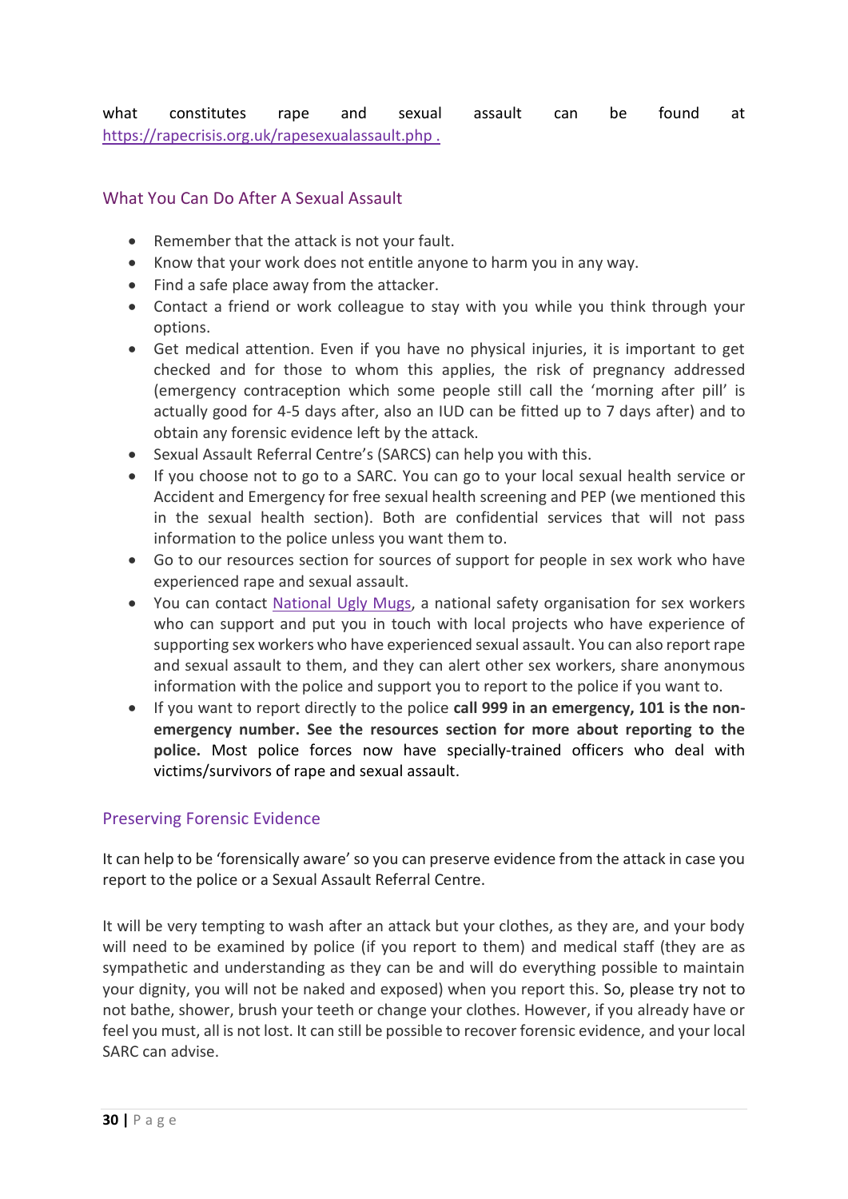what constitutes rape and sexual assault can be found at [https://rapecrisis.org.uk/rapesexualassault.php .](https://rapecrisis.org.uk/rapesexualassault.php)

## What You Can Do After A Sexual Assault

- Remember that the attack is not your fault.
- Know that your work does not entitle anyone to harm you in any way.
- Find a safe place away from the attacker.
- Contact a friend or work colleague to stay with you while you think through your options.
- Get medical attention. Even if you have no physical injuries, it is important to get checked and for those to whom this applies, the risk of pregnancy addressed (emergency contraception which some people still call the 'morning after pill' is actually good for 4-5 days after, also an IUD can be fitted up to 7 days after) and to obtain any forensic evidence left by the attack.
- Sexual Assault Referral Centre's (SARCS) can help you with this.
- If you choose not to go to a SARC. You can go to your local sexual health service or Accident and Emergency for free sexual health screening and PEP (we mentioned this in the sexual health section). Both are confidential services that will not pass information to the police unless you want them to.
- Go to our resources section for sources of support for people in sex work who have experienced rape and sexual assault.
- You can contact National Ugly Mugs, a national safety organisation for sex workers who can support and put you in touch with local projects who have experience of supporting sex workers who have experienced sexual assault. You can also report rape and sexual assault to them, and they can alert other sex workers, share anonymous information with the police and support you to report to the police if you want to.
- If you want to report directly to the police **call 999 in an emergency, 101 is the non-emergency number. See the resources section for more about reporting to the police.** Most police forces now have specially-trained officers who deal with victims/survivors of rape and sexual assault.

## Preserving Forensic Evidence

It can help to be 'forensically aware' so you can preserve evidence from the attack in case you report to the police or a Sexual Assault Referral Centre.

It will be very tempting to wash after an attack but your clothes, as they are, and your body will need to be examined by police (if you report to them) and medical staff (they are as sympathetic and understanding as they can be and will do everything possible to maintain your dignity, you will not be naked and exposed) when you report this. So, please try not to not bathe, shower, brush your teeth or change your clothes. However, if you already have or feel you must, all is not lost. It can still be possible to recover forensic evidence, and your local SARC can advise.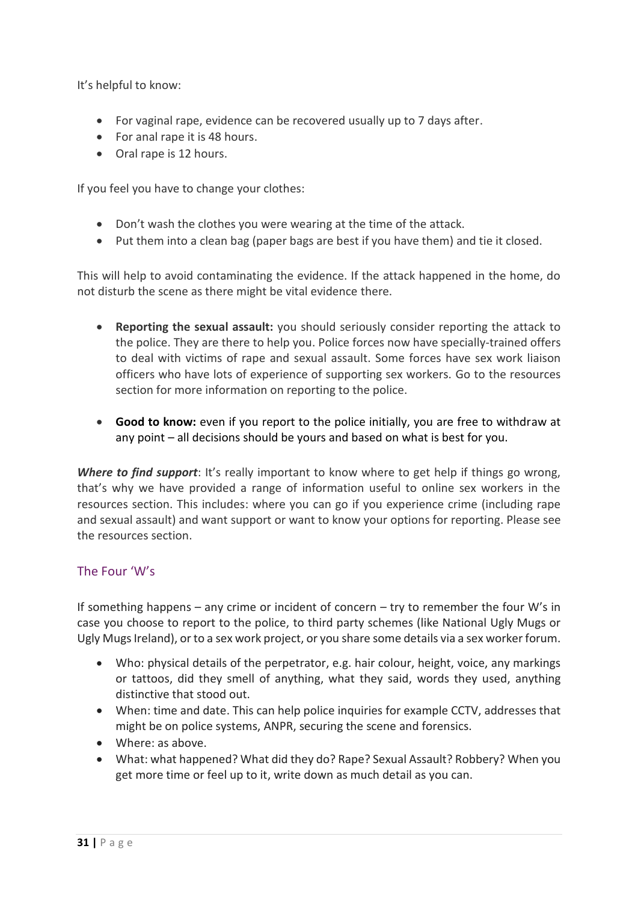It's helpful to know:

- For vaginal rape, evidence can be recovered usually up to 7 days after.
- For anal rape it is 48 hours.
- Oral rape is 12 hours.

If you feel you have to change your clothes:

- Don't wash the clothes you were wearing at the time of the attack.
- Put them into a clean bag (paper bags are best if you have them) and tie it closed.

This will help to avoid contaminating the evidence. If the attack happened in the home, do not disturb the scene as there might be vital evidence there.

- **Reporting the sexual assault:** you should seriously consider reporting the attack to the police. They are there to help you. Police forces now have specially-trained offers to deal with victims of rape and sexual assault. Some forces have sex work liaison officers who have lots of experience of supporting sex workers. Go to the resources section for more information on reporting to the police.

- **Good to know:** even if you report to the police initially, you are free to withdraw at any point – all decisions should be yours and based on what is best for you.

***Where to find support***: It's really important to know where to get help if things go wrong, that's why we have provided a range of information useful to online sex workers in the resources section. This includes: where you can go if you experience crime (including rape and sexual assault) and want support or want to know your options for reporting. Please see the resources section.

## The Four 'W's

If something happens – any crime or incident of concern – try to remember the four W's in case you choose to report to the police, to third party schemes (like National Ugly Mugs or Ugly Mugs Ireland), or to a sex work project, or you share some details via a sex worker forum.

- Who: physical details of the perpetrator, e.g. hair colour, height, voice, any markings or tattoos, did they smell of anything, what they said, words they used, anything distinctive that stood out.
- When: time and date. This can help police inquiries for example CCTV, addresses that might be on police systems, ANPR, securing the scene and forensics.
- Where: as above.
- What: what happened? What did they do? Rape? Sexual Assault? Robbery? When you get more time or feel up to it, write down as much detail as you can.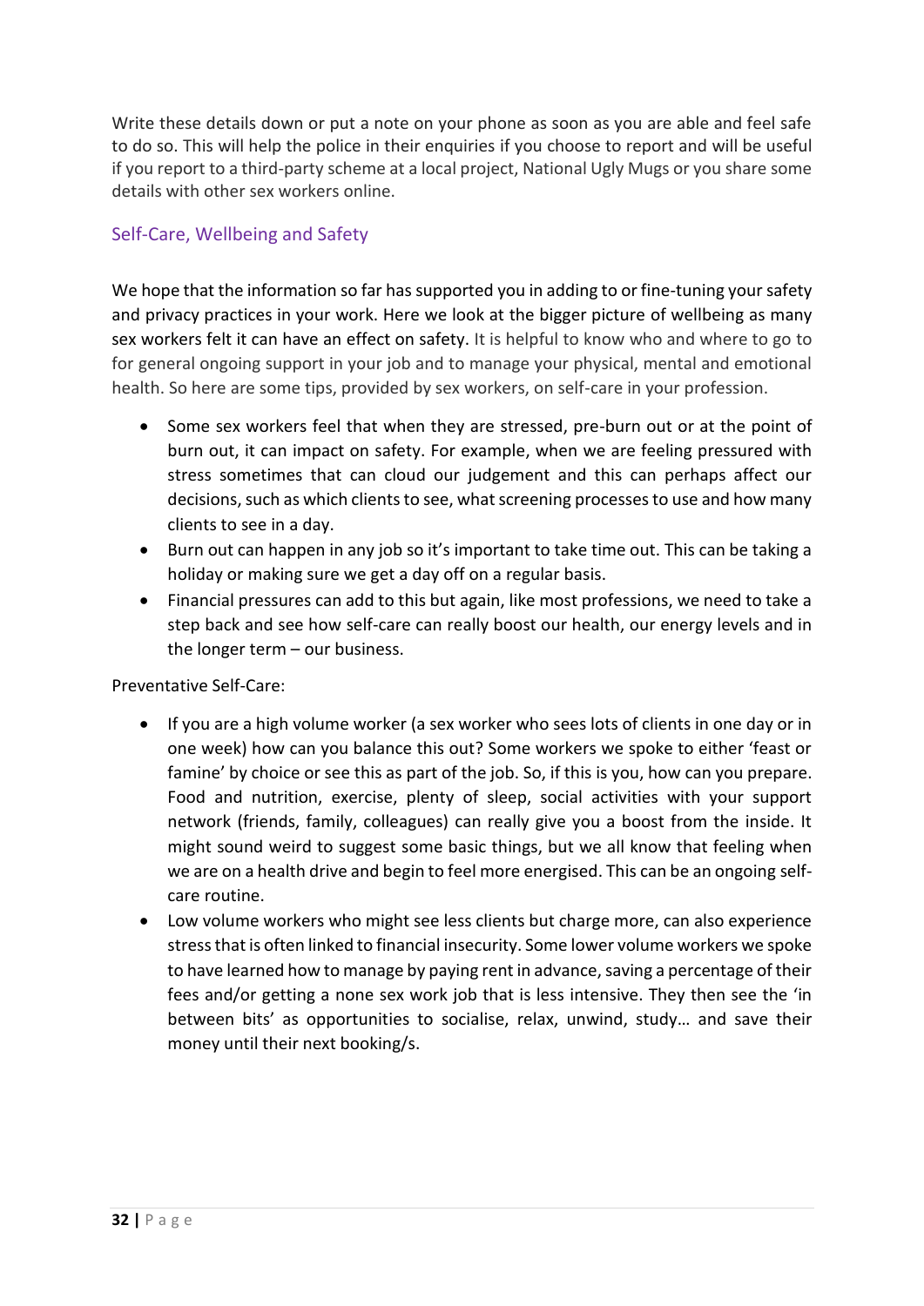Write these details down or put a note on your phone as soon as you are able and feel safe to do so. This will help the police in their enquiries if you choose to report and will be useful if you report to a third-party scheme at a local project, National Ugly Mugs or you share some details with other sex workers online.

## Self-Care, Wellbeing and Safety

We hope that the information so far has supported you in adding to or fine-tuning your safety and privacy practices in your work. Here we look at the bigger picture of wellbeing as many sex workers felt it can have an effect on safety. It is helpful to know who and where to go to for general ongoing support in your job and to manage your physical, mental and emotional health. So here are some tips, provided by sex workers, on self-care in your profession.

- Some sex workers feel that when they are stressed, pre-burn out or at the point of burn out, it can impact on safety. For example, when we are feeling pressured with stress sometimes that can cloud our judgement and this can perhaps affect our decisions, such as which clients to see, what screening processes to use and how many clients to see in a day.
- Burn out can happen in any job so it's important to take time out. This can be taking a holiday or making sure we get a day off on a regular basis.
- Financial pressures can add to this but again, like most professions, we need to take a step back and see how self-care can really boost our health, our energy levels and in the longer term – our business.

Preventative Self-Care:

- If you are a high volume worker (a sex worker who sees lots of clients in one day or in one week) how can you balance this out? Some workers we spoke to either 'feast or famine' by choice or see this as part of the job. So, if this is you, how can you prepare. Food and nutrition, exercise, plenty of sleep, social activities with your support network (friends, family, colleagues) can really give you a boost from the inside. It might sound weird to suggest some basic things, but we all know that feeling when we are on a health drive and begin to feel more energised. This can be an ongoing self-care routine.
- Low volume workers who might see less clients but charge more, can also experience stress that is often linked to financial insecurity. Some lower volume workers we spoke to have learned how to manage by paying rent in advance, saving a percentage of their fees and/or getting a none sex work job that is less intensive. They then see the 'in between bits' as opportunities to socialise, relax, unwind, study… and save their money until their next booking/s.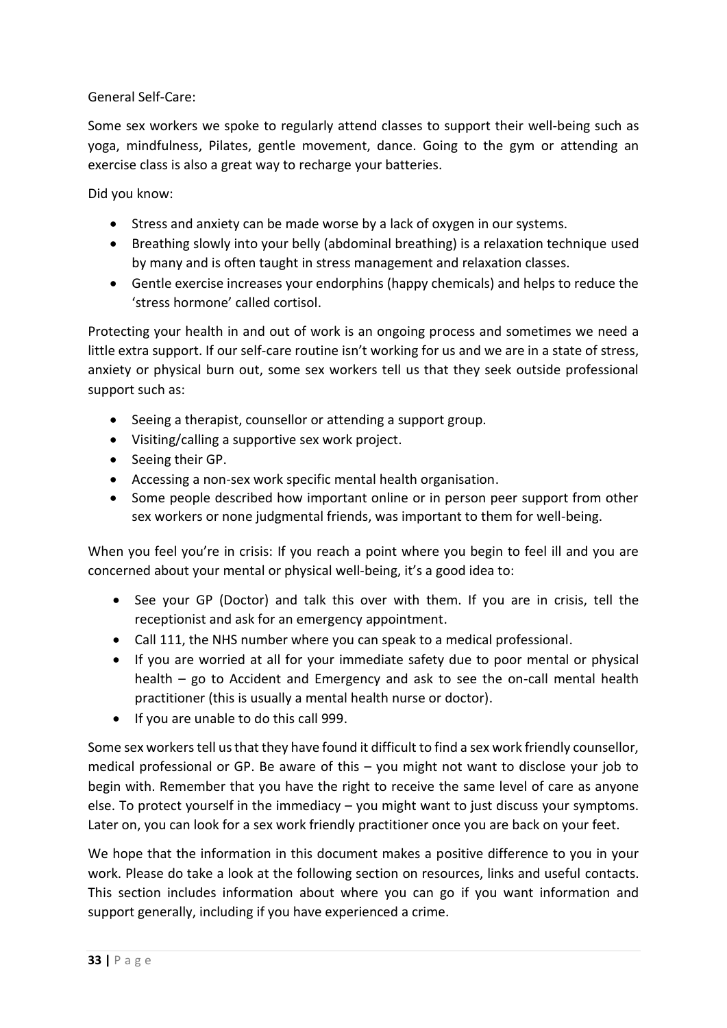General Self-Care:

Some sex workers we spoke to regularly attend classes to support their well-being such as yoga, mindfulness, Pilates, gentle movement, dance. Going to the gym or attending an exercise class is also a great way to recharge your batteries.

Did you know:

- Stress and anxiety can be made worse by a lack of oxygen in our systems.
- Breathing slowly into your belly (abdominal breathing) is a relaxation technique used by many and is often taught in stress management and relaxation classes.
- Gentle exercise increases your endorphins (happy chemicals) and helps to reduce the 'stress hormone' called cortisol.

Protecting your health in and out of work is an ongoing process and sometimes we need a little extra support. If our self-care routine isn't working for us and we are in a state of stress, anxiety or physical burn out, some sex workers tell us that they seek outside professional support such as:

- Seeing a therapist, counsellor or attending a support group.
- Visiting/calling a supportive sex work project.
- Seeing their GP.
- Accessing a non-sex work specific mental health organisation.
- Some people described how important online or in person peer support from other sex workers or none judgmental friends, was important to them for well-being.

When you feel you're in crisis: If you reach a point where you begin to feel ill and you are concerned about your mental or physical well-being, it's a good idea to:

- See your GP (Doctor) and talk this over with them. If you are in crisis, tell the receptionist and ask for an emergency appointment.
- Call 111, the NHS number where you can speak to a medical professional.
- If you are worried at all for your immediate safety due to poor mental or physical health – go to Accident and Emergency and ask to see the on-call mental health practitioner (this is usually a mental health nurse or doctor).
- If you are unable to do this call 999.

Some sex workers tell us that they have found it difficult to find a sex work friendly counsellor, medical professional or GP. Be aware of this – you might not want to disclose your job to begin with. Remember that you have the right to receive the same level of care as anyone else. To protect yourself in the immediacy – you might want to just discuss your symptoms. Later on, you can look for a sex work friendly practitioner once you are back on your feet.

We hope that the information in this document makes a positive difference to you in your work. Please do take a look at the following section on resources, links and useful contacts. This section includes information about where you can go if you want information and support generally, including if you have experienced a crime.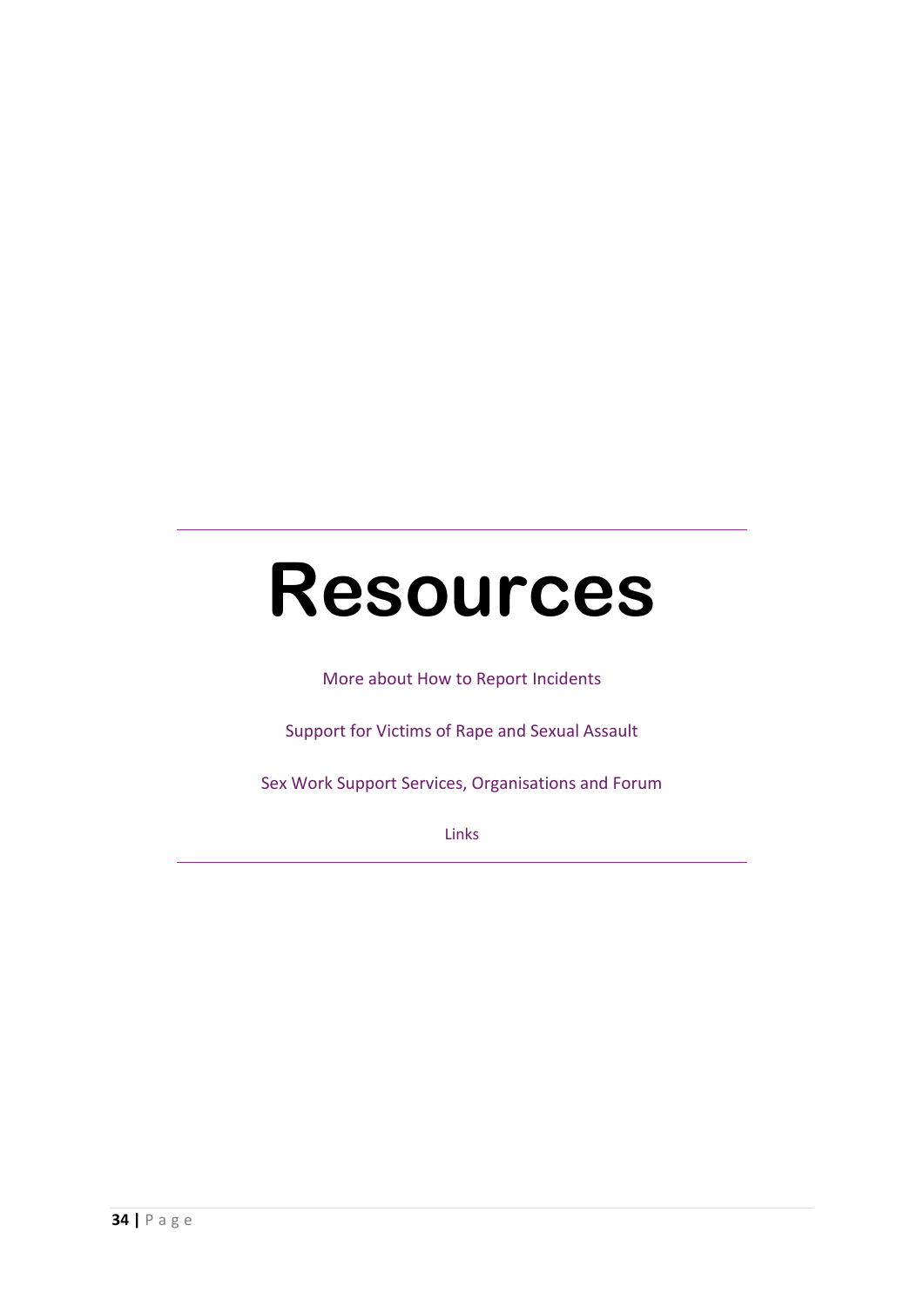# Resources

More about How to Report Incidents

Support for Victims of Rape and Sexual Assault

Sex Work Support Services, Organisations and Forum

Links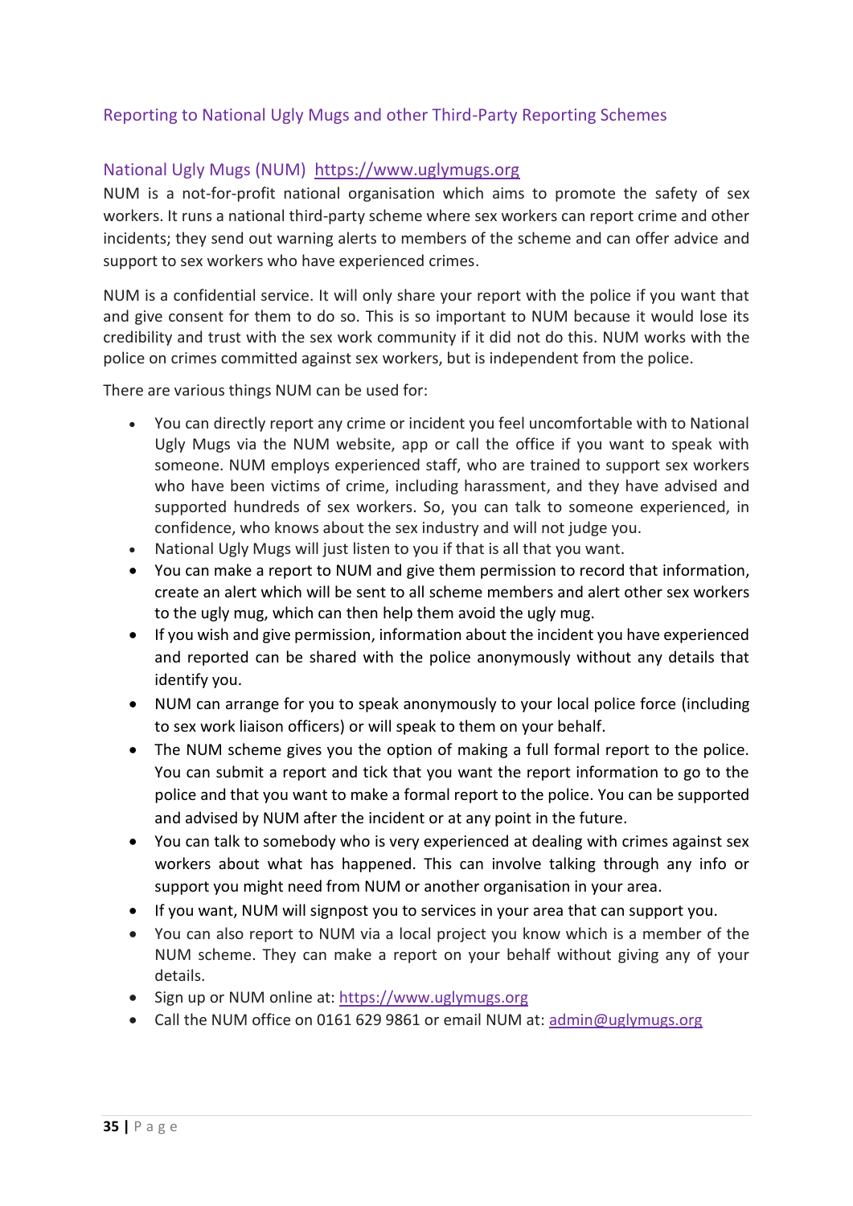## Reporting to National Ugly Mugs and other Third-Party Reporting Schemes

### National Ugly Mugs (NUM) https://www.uglymugs.org

NUM is a not-for-profit national organisation which aims to promote the safety of sex workers. It runs a national third-party scheme where sex workers can report crime and other incidents; they send out warning alerts to members of the scheme and can offer advice and support to sex workers who have experienced crimes.

NUM is a confidential service. It will only share your report with the police if you want that and give consent for them to do so. This is so important to NUM because it would lose its credibility and trust with the sex work community if it did not do this. NUM works with the police on crimes committed against sex workers, but is independent from the police.

There are various things NUM can be used for:

- You can directly report any crime or incident you feel uncomfortable with to National Ugly Mugs via the NUM website, app or call the office if you want to speak with someone. NUM employs experienced staff, who are trained to support sex workers who have been victims of crime, including harassment, and they have advised and supported hundreds of sex workers. So, you can talk to someone experienced, in confidence, who knows about the sex industry and will not judge you.
- National Ugly Mugs will just listen to you if that is all that you want.
- You can make a report to NUM and give them permission to record that information, create an alert which will be sent to all scheme members and alert other sex workers to the ugly mug, which can then help them avoid the ugly mug.
- If you wish and give permission, information about the incident you have experienced and reported can be shared with the police anonymously without any details that identify you.
- NUM can arrange for you to speak anonymously to your local police force (including to sex work liaison officers) or will speak to them on your behalf.
- The NUM scheme gives you the option of making a full formal report to the police. You can submit a report and tick that you want the report information to go to the police and that you want to make a formal report to the police. You can be supported and advised by NUM after the incident or at any point in the future.
- You can talk to somebody who is very experienced at dealing with crimes against sex workers about what has happened. This can involve talking through any info or support you might need from NUM or another organisation in your area.
- If you want, NUM will signpost you to services in your area that can support you.
- You can also report to NUM via a local project you know which is a member of the NUM scheme. They can make a report on your behalf without giving any of your details.
- Sign up or NUM online at: https://www.uglymugs.org
- Call the NUM office on 0161 629 9861 or email NUM at: admin@uglymugs.org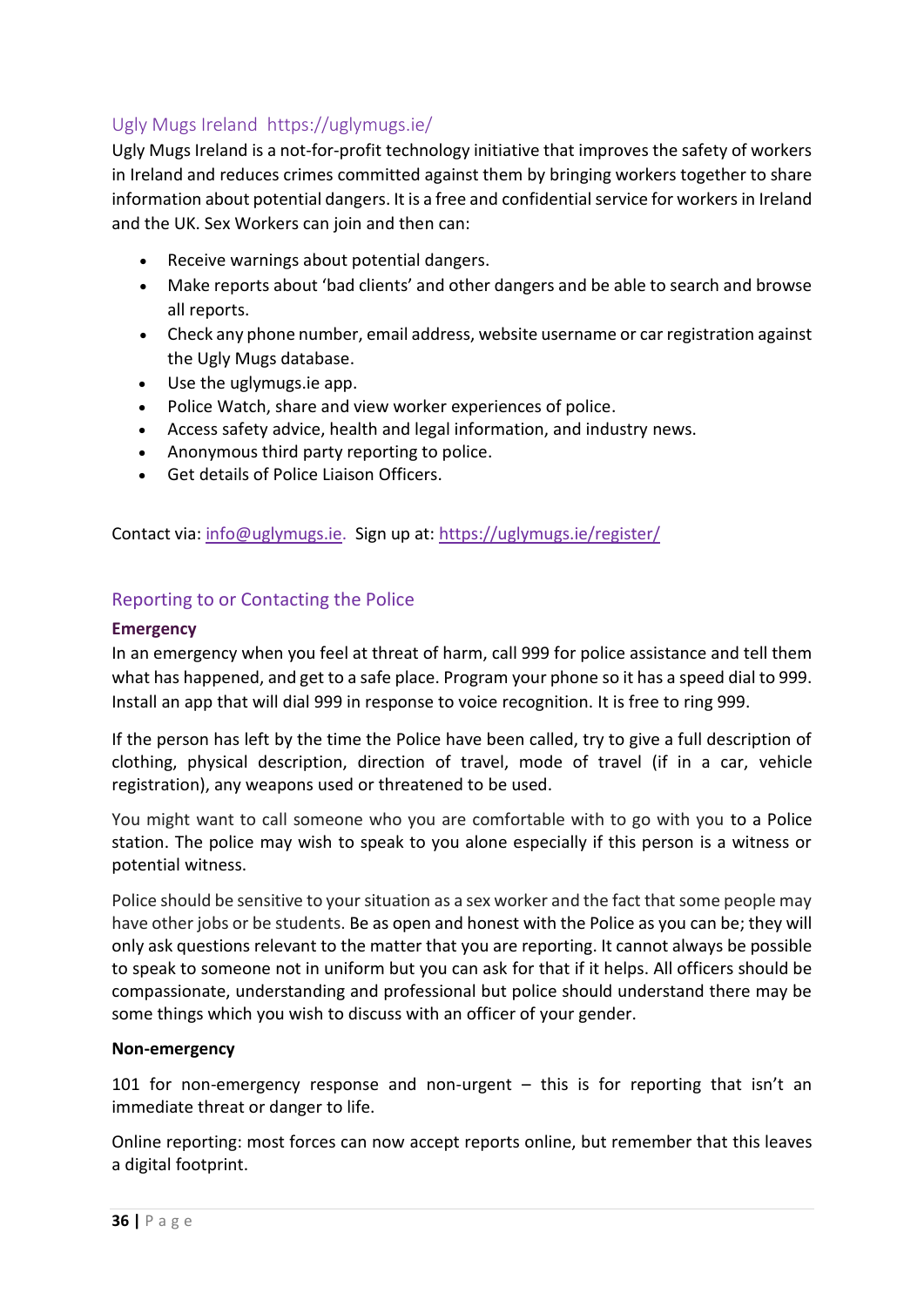## Ugly Mugs Ireland https://uglymugs.ie/

Ugly Mugs Ireland is a not-for-profit technology initiative that improves the safety of workers in Ireland and reduces crimes committed against them by bringing workers together to share information about potential dangers. It is a free and confidential service for workers in Ireland and the UK. Sex Workers can join and then can:

- Receive warnings about potential dangers.
- Make reports about 'bad clients' and other dangers and be able to search and browse all reports.
- Check any phone number, email address, website username or car registration against the Ugly Mugs database.
- Use the uglymugs.ie app.
- Police Watch, share and view worker experiences of police.
- Access safety advice, health and legal information, and industry news.
- Anonymous third party reporting to police.
- Get details of Police Liaison Officers.

Contact via: info@uglymugs.ie. Sign up at: https://uglymugs.ie/register/

## Reporting to or Contacting the Police

### Emergency

In an emergency when you feel at threat of harm, call 999 for police assistance and tell them what has happened, and get to a safe place. Program your phone so it has a speed dial to 999. Install an app that will dial 999 in response to voice recognition. It is free to ring 999.

If the person has left by the time the Police have been called, try to give a full description of clothing, physical description, direction of travel, mode of travel (if in a car, vehicle registration), any weapons used or threatened to be used.

You might want to call someone who you are comfortable with to go with you to a Police station. The police may wish to speak to you alone especially if this person is a witness or potential witness.

Police should be sensitive to your situation as a sex worker and the fact that some people may have other jobs or be students. Be as open and honest with the Police as you can be; they will only ask questions relevant to the matter that you are reporting. It cannot always be possible to speak to someone not in uniform but you can ask for that if it helps. All officers should be compassionate, understanding and professional but police should understand there may be some things which you wish to discuss with an officer of your gender.

### Non-emergency

101 for non-emergency response and non-urgent – this is for reporting that isn't an immediate threat or danger to life.

Online reporting: most forces can now accept reports online, but remember that this leaves a digital footprint.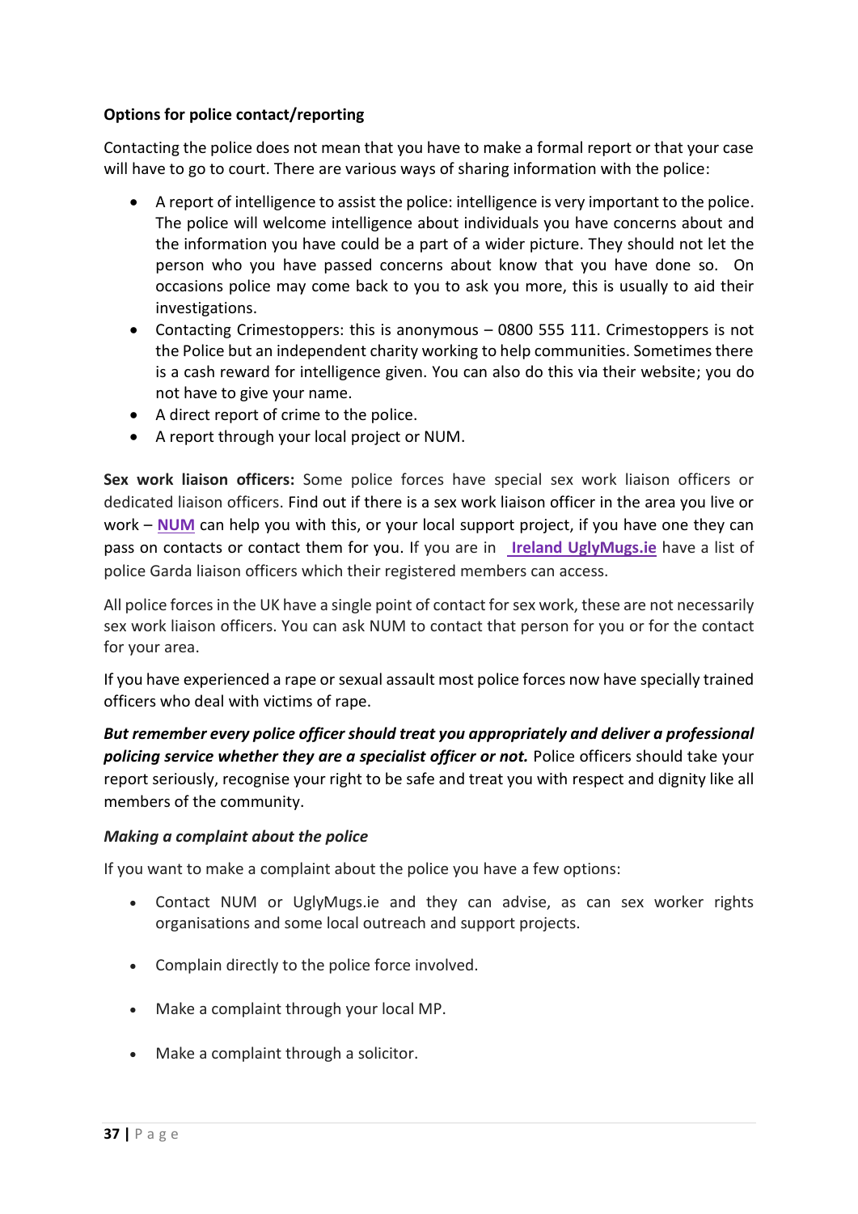**Options for police contact/reporting**

Contacting the police does not mean that you have to make a formal report or that your case will have to go to court. There are various ways of sharing information with the police:

- A report of intelligence to assist the police: intelligence is very important to the police. The police will welcome intelligence about individuals you have concerns about and the information you have could be a part of a wider picture. They should not let the person who you have passed concerns about know that you have done so. On occasions police may come back to you to ask you more, this is usually to aid their investigations.
- Contacting Crimestoppers: this is anonymous – 0800 555 111. Crimestoppers is not the Police but an independent charity working to help communities. Sometimes there is a cash reward for intelligence given. You can also do this via their website; you do not have to give your name.
- A direct report of crime to the police.
- A report through your local project or NUM.

**Sex work liaison officers:** Some police forces have special sex work liaison officers or dedicated liaison officers. Find out if there is a sex work liaison officer in the area you live or work – **NUM** can help you with this, or your local support project, if you have one they can pass on contacts or contact them for you. If you are in **Ireland UglyMugs.ie** have a list of police Garda liaison officers which their registered members can access.

All police forces in the UK have a single point of contact for sex work, these are not necessarily sex work liaison officers. You can ask NUM to contact that person for you or for the contact for your area.

If you have experienced a rape or sexual assault most police forces now have specially trained officers who deal with victims of rape.

***But remember every police officer should treat you appropriately and deliver a professional policing service whether they are a specialist officer or not.*** Police officers should take your report seriously, recognise your right to be safe and treat you with respect and dignity like all members of the community.

*Making a complaint about the police*

If you want to make a complaint about the police you have a few options:

- Contact NUM or UglyMugs.ie and they can advise, as can sex worker rights organisations and some local outreach and support projects.
- Complain directly to the police force involved.
- Make a complaint through your local MP.
- Make a complaint through a solicitor.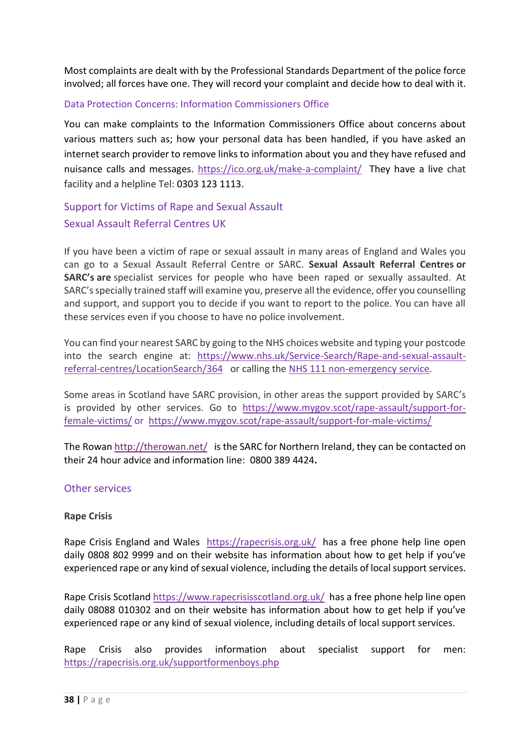Most complaints are dealt with by the Professional Standards Department of the police force involved; all forces have one. They will record your complaint and decide how to deal with it.

### Data Protection Concerns: Information Commissioners Office

You can make complaints to the Information Commissioners Office about concerns about various matters such as; how your personal data has been handled, if you have asked an internet search provider to remove links to information about you and they have refused and nuisance calls and messages. https://ico.org.uk/make-a-complaint/ They have a live chat facility and a helpline Tel: 0303 123 1113.

## Support for Victims of Rape and Sexual Assault

### Sexual Assault Referral Centres UK

If you have been a victim of rape or sexual assault in many areas of England and Wales you can go to a Sexual Assault Referral Centre or SARC. **Sexual Assault Referral Centres or SARC's are** specialist services for people who have been raped or sexually assaulted. At SARC's specially trained staff will examine you, preserve all the evidence, offer you counselling and support, and support you to decide if you want to report to the police. You can have all these services even if you choose to have no police involvement.

You can find your nearest SARC by going to the NHS choices website and typing your postcode into the search engine at: https://www.nhs.uk/Service-Search/Rape-and-sexual-assault-referral-centres/LocationSearch/364 or calling the NHS 111 non-emergency service.

Some areas in Scotland have SARC provision, in other areas the support provided by SARC's is provided by other services. Go to https://www.mygov.scot/rape-assault/support-for-female-victims/ or https://www.mygov.scot/rape-assault/support-for-male-victims/

The Rowan http://therowan.net/ is the SARC for Northern Ireland, they can be contacted on their 24 hour advice and information line: 0800 389 4424**.**

## Other services

**Rape Crisis**

Rape Crisis England and Wales https://rapecrisis.org.uk/ has a free phone help line open daily 0808 802 9999 and on their website has information about how to get help if you've experienced rape or any kind of sexual violence, including the details of local support services.

Rape Crisis Scotland https://www.rapecrisisscotland.org.uk/ has a free phone help line open daily 08088 010302 and on their website has information about how to get help if you've experienced rape or any kind of sexual violence, including details of local support services.

Rape Crisis also provides information about specialist support for men: https://rapecrisis.org.uk/supportformenboys.php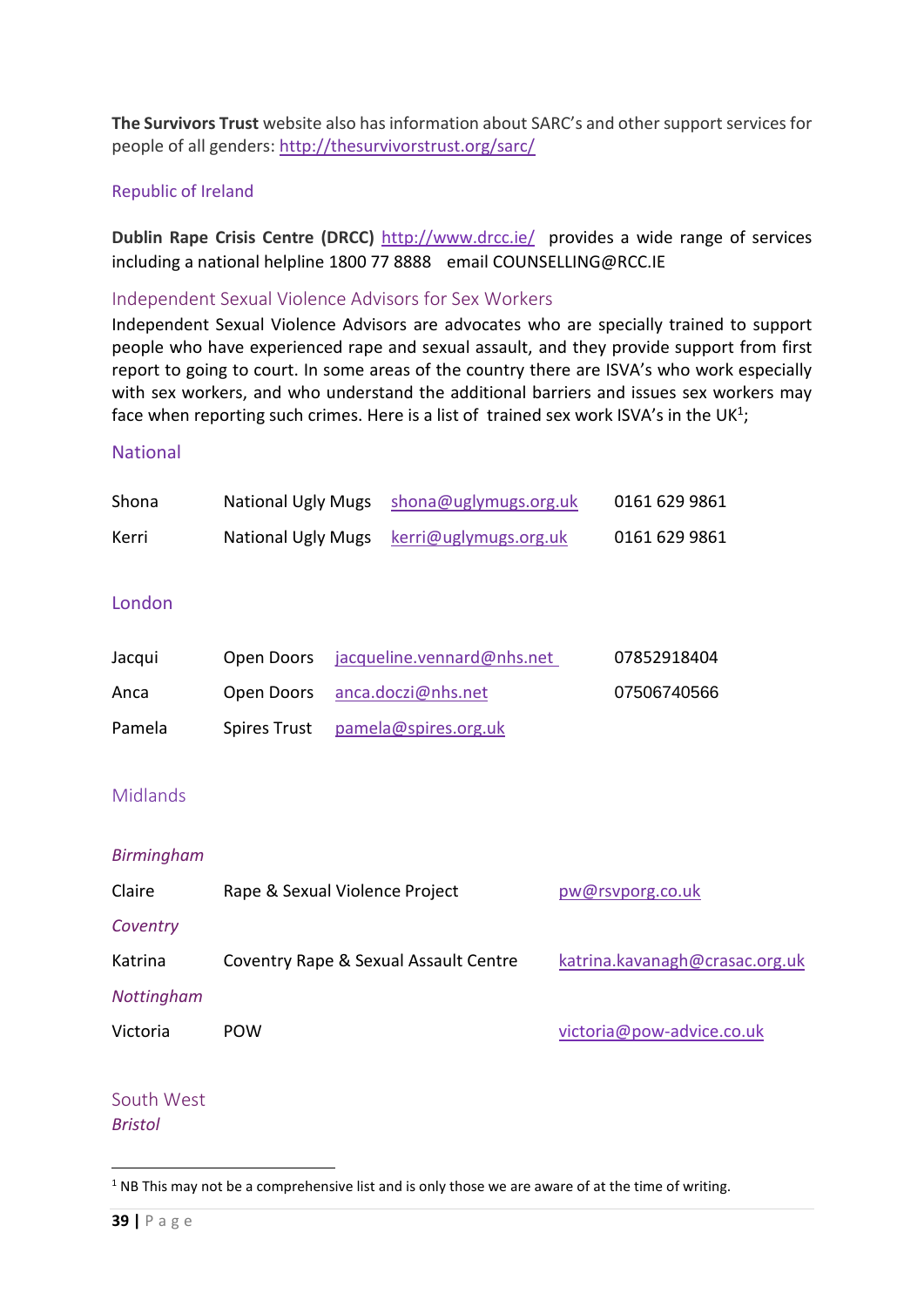**The Survivors Trust** website also has information about SARC's and other support services for people of all genders: [http://thesurvivorstrust.org/sarc/](http://thesurvivorstrust.org/sarc/)

### Republic of Ireland

**Dublin Rape Crisis Centre (DRCC)** [http://www.drcc.ie/](http://www.drcc.ie/) provides a wide range of services including a national helpline 1800 77 8888 email COUNSELLING@RCC.IE

### Independent Sexual Violence Advisors for Sex Workers

Independent Sexual Violence Advisors are advocates who are specially trained to support people who have experienced rape and sexual assault, and they provide support from first report to going to court. In some areas of the country there are ISVA's who work especially with sex workers, and who understand the additional barriers and issues sex workers may face when reporting such crimes. Here is a list of trained sex work ISVA's in the UK[1];

### National

| | | | |
|---|---|---|---|
| Shona | National Ugly Mugs | shona@uglymugs.org.uk | 0161 629 9861 |
| Kerri | National Ugly Mugs | kerri@uglymugs.org.uk | 0161 629 9861 |

### London

| | | | |
|---|---|---|---|
| Jacqui | Open Doors | jacqueline.vennard@nhs.net | 07852918404 |
| Anca | Open Doors | anca.doczi@nhs.net | 07506740566 |
| Pamela | Spires Trust | pamela@spires.org.uk | |

### Midlands

*Birmingham*

| | | |
|---|---|---|
| Claire | Rape & Sexual Violence Project | pw@rsvporg.co.uk |

*Coventry*

| | | |
|---|---|---|
| Katrina | Coventry Rape & Sexual Assault Centre | katrina.kavanagh@crasac.org.uk |

*Nottingham*

| | | |
|---|---|---|
| Victoria | POW | victoria@pow-advice.co.uk |

### South West

*Bristol*

[1] NB This may not be a comprehensive list and is only those we are aware of at the time of writing.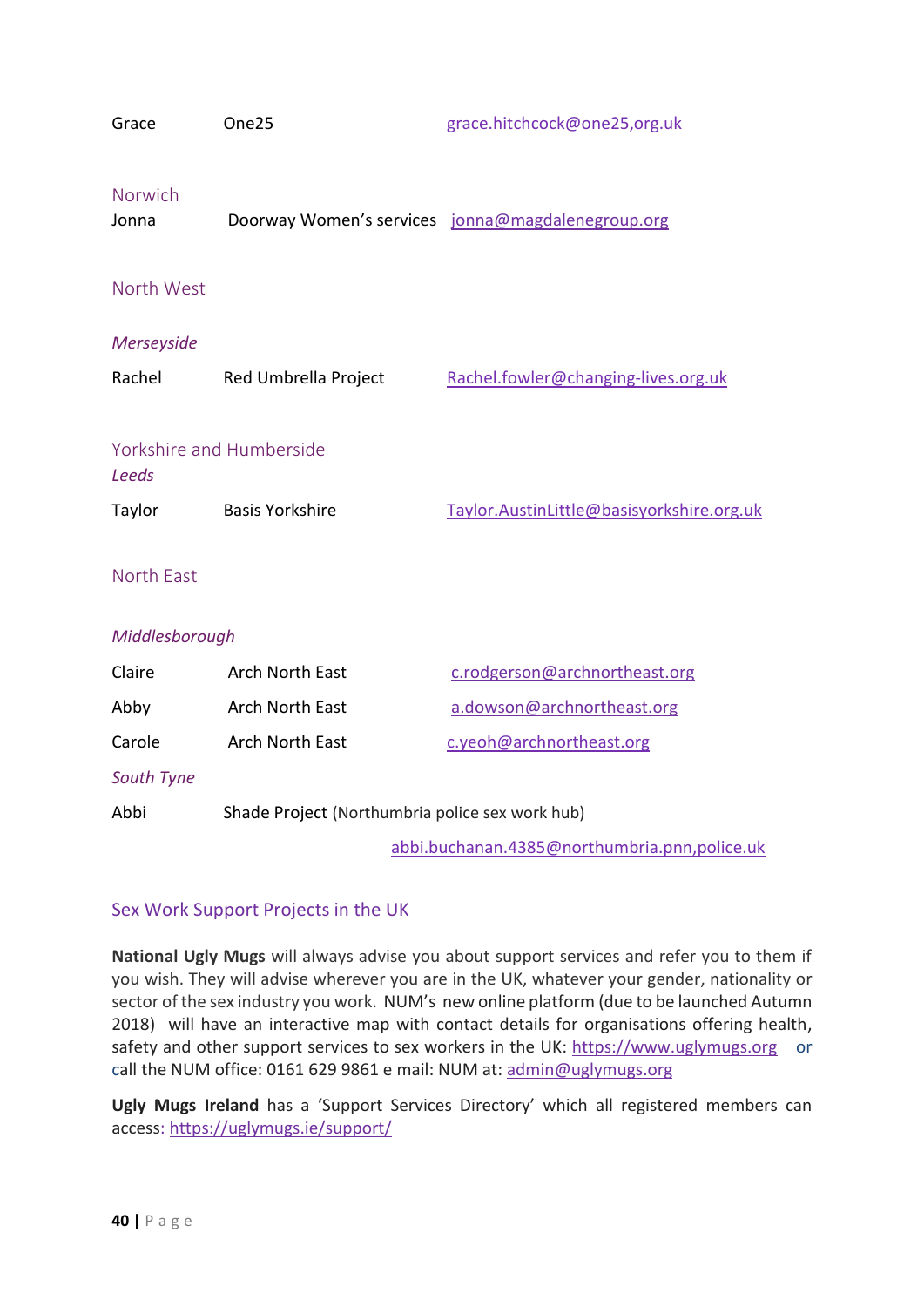Grace One25 grace.hitchcock@one25,org.uk

Norwich

Jonna Doorway Women's services jonna@magdalenegroup.org

North West

*Merseyside*

Rachel Red Umbrella Project Rachel.fowler@changing-lives.org.uk

Yorkshire and Humberside

*Leeds*

Taylor Basis Yorkshire Taylor.AustinLittle@basisyorkshire.org.uk

North East

*Middlesborough*

Claire Arch North East c.rodgerson@archnortheast.org

Abby Arch North East a.dowson@archnortheast.org

Carole Arch North East c.yeoh@archnortheast.org

*South Tyne*

Abbi Shade Project (Northumbria police sex work hub)

abbi.buchanan.4385@northumbria.pnn,police.uk

## Sex Work Support Projects in the UK

**National Ugly Mugs** will always advise you about support services and refer you to them if you wish. They will advise wherever you are in the UK, whatever your gender, nationality or sector of the sex industry you work. NUM's new online platform (due to be launched Autumn 2018) will have an interactive map with contact details for organisations offering health, safety and other support services to sex workers in the UK: https://www.uglymugs.org or call the NUM office: 0161 629 9861 e mail: NUM at: admin@uglymugs.org

**Ugly Mugs Ireland** has a 'Support Services Directory' which all registered members can access: https://uglymugs.ie/support/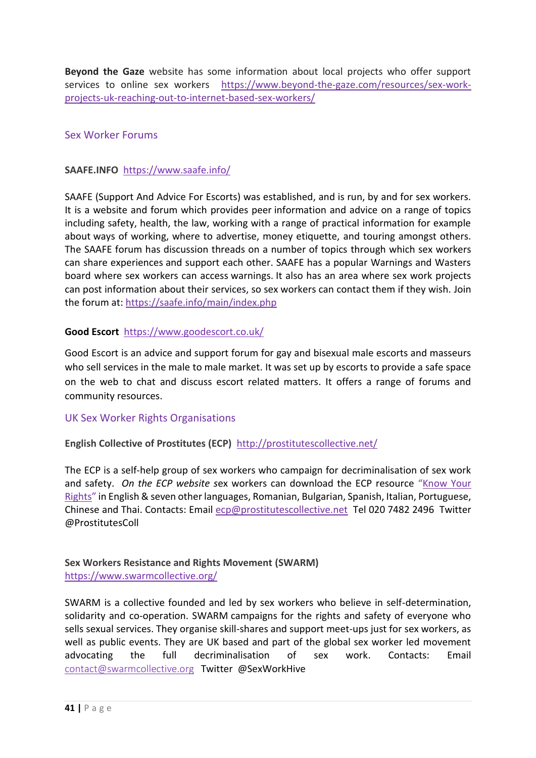**Beyond the Gaze** website has some information about local projects who offer support services to online sex workers [https://www.beyond-the-gaze.com/resources/sex-work-projects-uk-reaching-out-to-internet-based-sex-workers/](https://www.beyond-the-gaze.com/resources/sex-work-projects-uk-reaching-out-to-internet-based-sex-workers/)

## Sex Worker Forums

**SAAFE.INFO** [https://www.saafe.info/](https://www.saafe.info/)

SAAFE (Support And Advice For Escorts) was established, and is run, by and for sex workers. It is a website and forum which provides peer information and advice on a range of topics including safety, health, the law, working with a range of practical information for example about ways of working, where to advertise, money etiquette, and touring amongst others. The SAAFE forum has discussion threads on a number of topics through which sex workers can share experiences and support each other. SAAFE has a popular Warnings and Wasters board where sex workers can access warnings. It also has an area where sex work projects can post information about their services, so sex workers can contact them if they wish. Join the forum at: [https://saafe.info/main/index.php](https://saafe.info/main/index.php)

**Good Escort** [https://www.goodescort.co.uk/](https://www.goodescort.co.uk/)

Good Escort is an advice and support forum for gay and bisexual male escorts and masseurs who sell services in the male to male market. It was set up by escorts to provide a safe space on the web to chat and discuss escort related matters. It offers a range of forums and community resources.

## UK Sex Worker Rights Organisations

**English Collective of Prostitutes (ECP)** [http://prostitutescollective.net/](http://prostitutescollective.net/)

The ECP is a self-help group of sex workers who campaign for decriminalisation of sex work and safety. *On the ECP website s*ex workers can download the ECP resource "Know Your Rights" in English & seven other languages, Romanian, Bulgarian, Spanish, Italian, Portuguese, Chinese and Thai. Contacts: Email [ecp@prostitutescollective.net](mailto:ecp@prostitutescollective.net) Tel 020 7482 2496 Twitter @ProstitutesColl

**Sex Workers Resistance and Rights Movement (SWARM)**
[https://www.swarmcollective.org/](https://www.swarmcollective.org/)

SWARM is a collective founded and led by sex workers who believe in self-determination, solidarity and co-operation. SWARM campaigns for the rights and safety of everyone who sells sexual services. They organise skill-shares and support meet-ups just for sex workers, as well as public events. They are UK based and part of the global sex worker led movement advocating the full decriminalisation of sex work. Contacts: Email [contact@swarmcollective.org](mailto:contact@swarmcollective.org) Twitter @SexWorkHive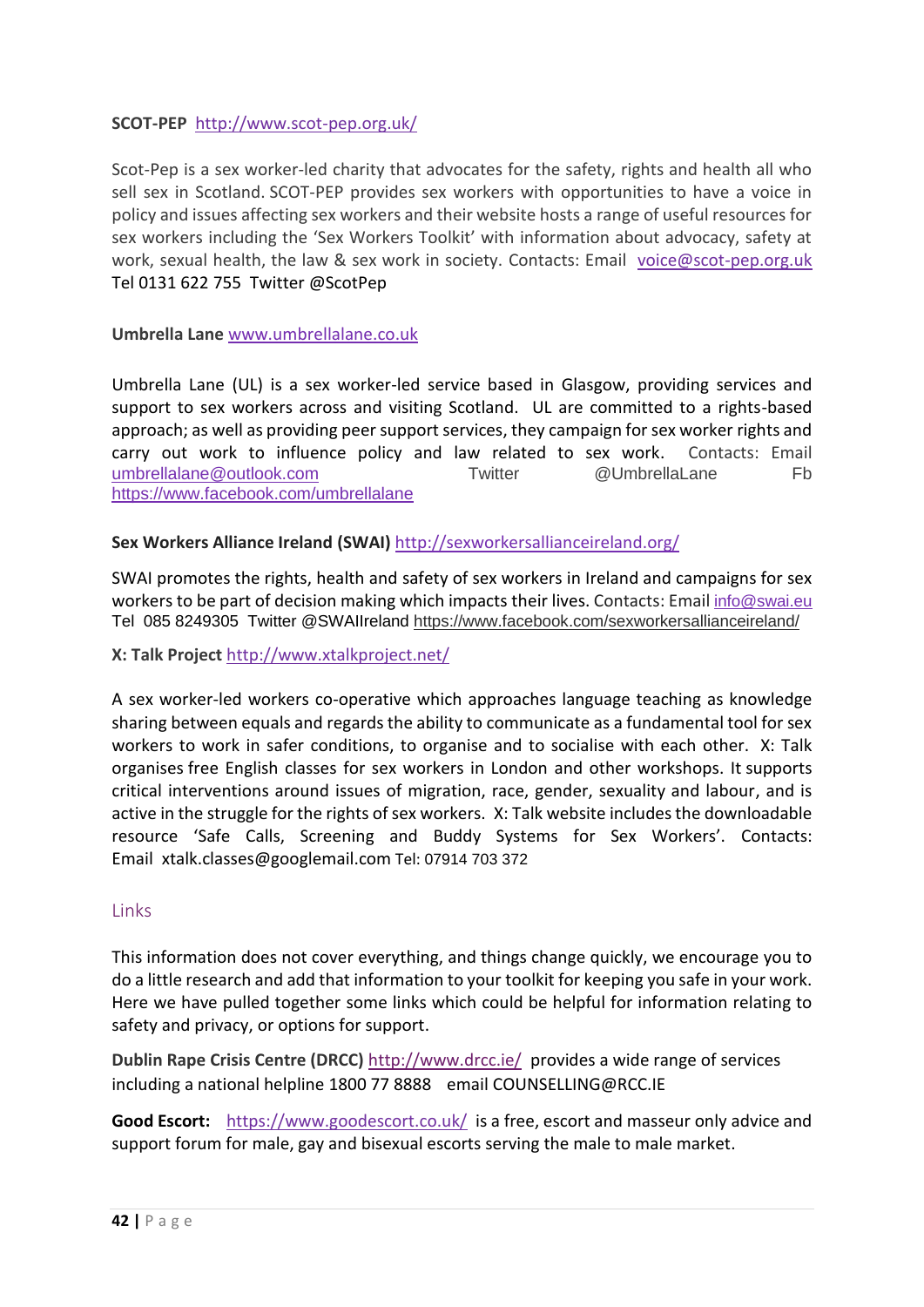**SCOT-PEP** http://www.scot-pep.org.uk/

Scot-Pep is a sex worker-led charity that advocates for the safety, rights and health all who sell sex in Scotland. SCOT-PEP provides sex workers with opportunities to have a voice in policy and issues affecting sex workers and their website hosts a range of useful resources for sex workers including the 'Sex Workers Toolkit' with information about advocacy, safety at work, sexual health, the law & sex work in society. Contacts: Email voice@scot-pep.org.uk Tel 0131 622 755 Twitter @ScotPep

**Umbrella Lane** www.umbrellalane.co.uk

Umbrella Lane (UL) is a sex worker-led service based in Glasgow, providing services and support to sex workers across and visiting Scotland. UL are committed to a rights-based approach; as well as providing peer support services, they campaign for sex worker rights and carry out work to influence policy and law related to sex work. Contacts: Email umbrellalane@outlook.com Twitter @UmbrellaLane Fb https://www.facebook.com/umbrellalane

**Sex Workers Alliance Ireland (SWAI)** http://sexworkersallianceireland.org/

SWAI promotes the rights, health and safety of sex workers in Ireland and campaigns for sex workers to be part of decision making which impacts their lives. Contacts: Email info@swai.eu Tel 085 8249305 Twitter @SWAIIreland https://www.facebook.com/sexworkersallianceireland/

**X: Talk Project** http://www.xtalkproject.net/

A sex worker-led workers co-operative which approaches language teaching as knowledge sharing between equals and regards the ability to communicate as a fundamental tool for sex workers to work in safer conditions, to organise and to socialise with each other. X: Talk organises free English classes for sex workers in London and other workshops. It supports critical interventions around issues of migration, race, gender, sexuality and labour, and is active in the struggle for the rights of sex workers. X: Talk website includes the downloadable resource 'Safe Calls, Screening and Buddy Systems for Sex Workers'. Contacts: Email xtalk.classes@googlemail.com Tel: 07914 703 372

## Links

This information does not cover everything, and things change quickly, we encourage you to do a little research and add that information to your toolkit for keeping you safe in your work. Here we have pulled together some links which could be helpful for information relating to safety and privacy, or options for support.

**Dublin Rape Crisis Centre (DRCC)** http://www.drcc.ie/ provides a wide range of services including a national helpline 1800 77 8888 email COUNSELLING@RCC.IE

**Good Escort:** https://www.goodescort.co.uk/ is a free, escort and masseur only advice and support forum for male, gay and bisexual escorts serving the male to male market.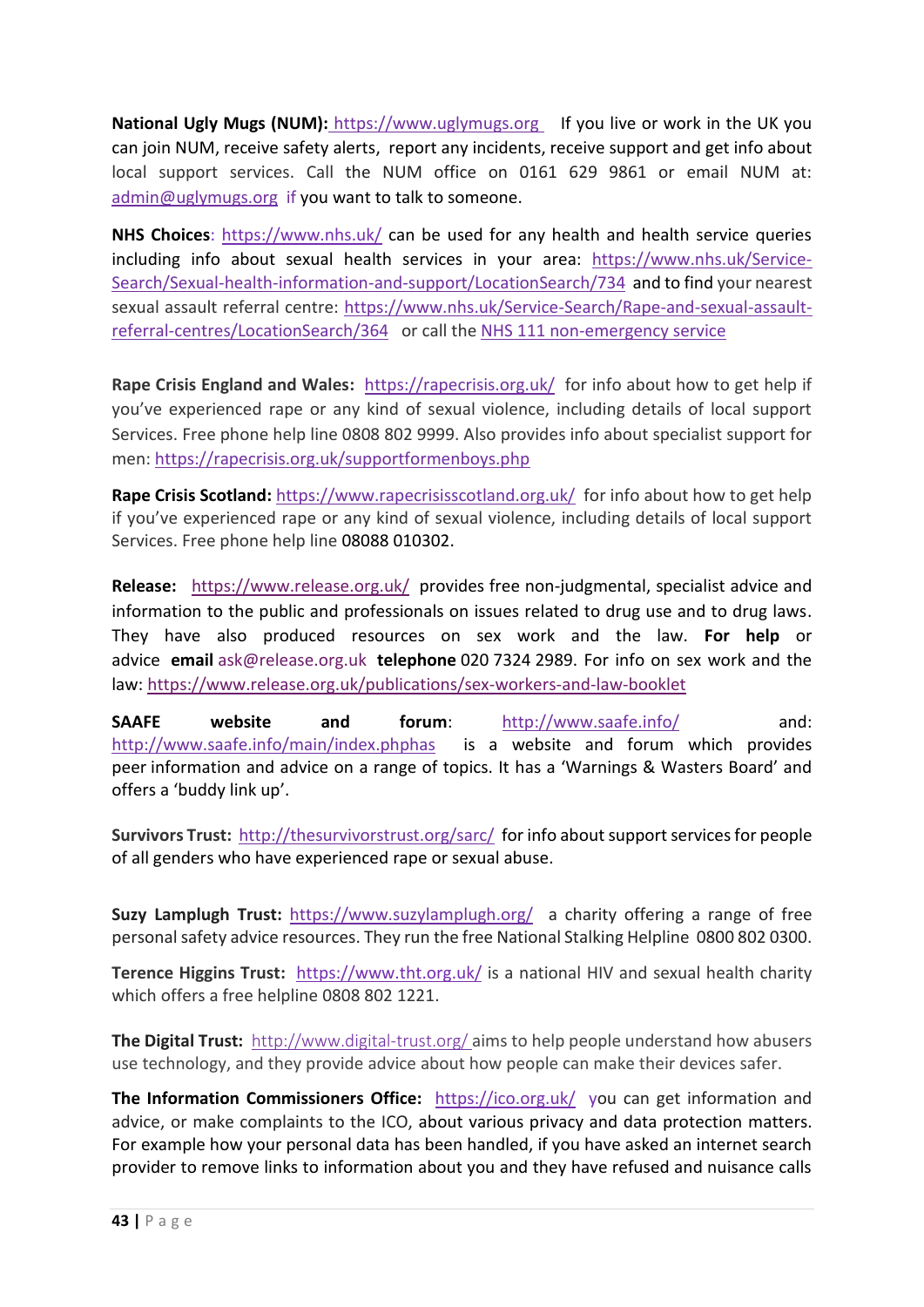**National Ugly Mugs (NUM):** https://www.uglymugs.org If you live or work in the UK you can join NUM, receive safety alerts, report any incidents, receive support and get info about local support services. Call the NUM office on 0161 629 9861 or email NUM at: admin@uglymugs.org if you want to talk to someone.

**NHS Choices**: https://www.nhs.uk/ can be used for any health and health service queries including info about sexual health services in your area: https://www.nhs.uk/Service-Search/Sexual-health-information-and-support/LocationSearch/734 and to find your nearest sexual assault referral centre: https://www.nhs.uk/Service-Search/Rape-and-sexual-assault-referral-centres/LocationSearch/364 or call the NHS 111 non-emergency service

**Rape Crisis England and Wales:** https://rapecrisis.org.uk/ for info about how to get help if you've experienced rape or any kind of sexual violence, including details of local support Services. Free phone help line 0808 802 9999. Also provides info about specialist support for men: https://rapecrisis.org.uk/supportformenboys.php

**Rape Crisis Scotland:** https://www.rapecrisisscotland.org.uk/ for info about how to get help if you've experienced rape or any kind of sexual violence, including details of local support Services. Free phone help line 08088 010302.

**Release:** https://www.release.org.uk/ provides free non-judgmental, specialist advice and information to the public and professionals on issues related to drug use and to drug laws. They have also produced resources on sex work and the law. **For help** or advice **email** ask@release.org.uk **telephone** 020 7324 2989. For info on sex work and the law: https://www.release.org.uk/publications/sex-workers-and-law-booklet

**SAAFE website and forum**: http://www.saafe.info/ and: http://www.saafe.info/main/index.phphas is a website and forum which provides peer information and advice on a range of topics. It has a 'Warnings & Wasters Board' and offers a 'buddy link up'.

**Survivors Trust:** http://thesurvivorstrust.org/sarc/ for info about support services for people of all genders who have experienced rape or sexual abuse.

**Suzy Lamplugh Trust:** https://www.suzylamplugh.org/ a charity offering a range of free personal safety advice resources. They run the free National Stalking Helpline 0800 802 0300.

**Terence Higgins Trust:** https://www.tht.org.uk/ is a national HIV and sexual health charity which offers a free helpline 0808 802 1221.

**The Digital Trust:** http://www.digital-trust.org/ aims to help people understand how abusers use technology, and they provide advice about how people can make their devices safer.

**The Information Commissioners Office:** https://ico.org.uk/ you can get information and advice, or make complaints to the ICO, about various privacy and data protection matters. For example how your personal data has been handled, if you have asked an internet search provider to remove links to information about you and they have refused and nuisance calls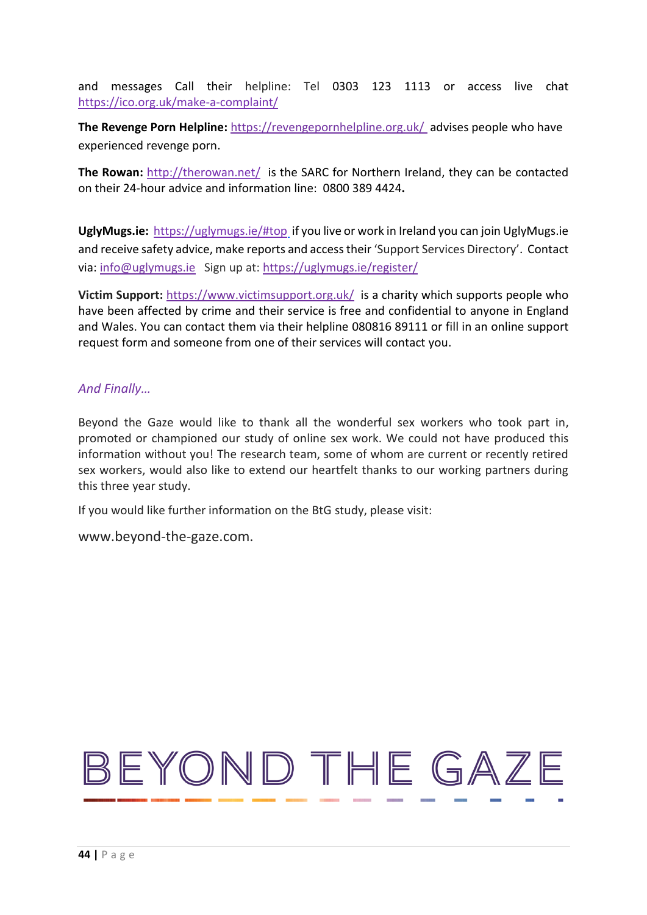and messages Call their helpline: Tel 0303 123 1113 or access live chat https://ico.org.uk/make-a-complaint/

**The Revenge Porn Helpline:** https://revengepornhelpline.org.uk/ advises people who have experienced revenge porn.

**The Rowan:** http://therowan.net/ is the SARC for Northern Ireland, they can be contacted on their 24-hour advice and information line: 0800 389 4424**.**

**UglyMugs.ie:** https://uglymugs.ie/#top if you live or work in Ireland you can join UglyMugs.ie and receive safety advice, make reports and access their 'Support Services Directory'. Contact via: info@uglymugs.ie Sign up at: https://uglymugs.ie/register/

**Victim Support:** https://www.victimsupport.org.uk/ is a charity which supports people who have been affected by crime and their service is free and confidential to anyone in England and Wales. You can contact them via their helpline 080816 89111 or fill in an online support request form and someone from one of their services will contact you.

### *And Finally…*

Beyond the Gaze would like to thank all the wonderful sex workers who took part in, promoted or championed our study of online sex work. We could not have produced this information without you! The research team, some of whom are current or recently retired sex workers, would also like to extend our heartfelt thanks to our working partners during this three year study.

If you would like further information on the BtG study, please visit:

www.beyond-the-gaze.com.

BEYOND THE GAZE